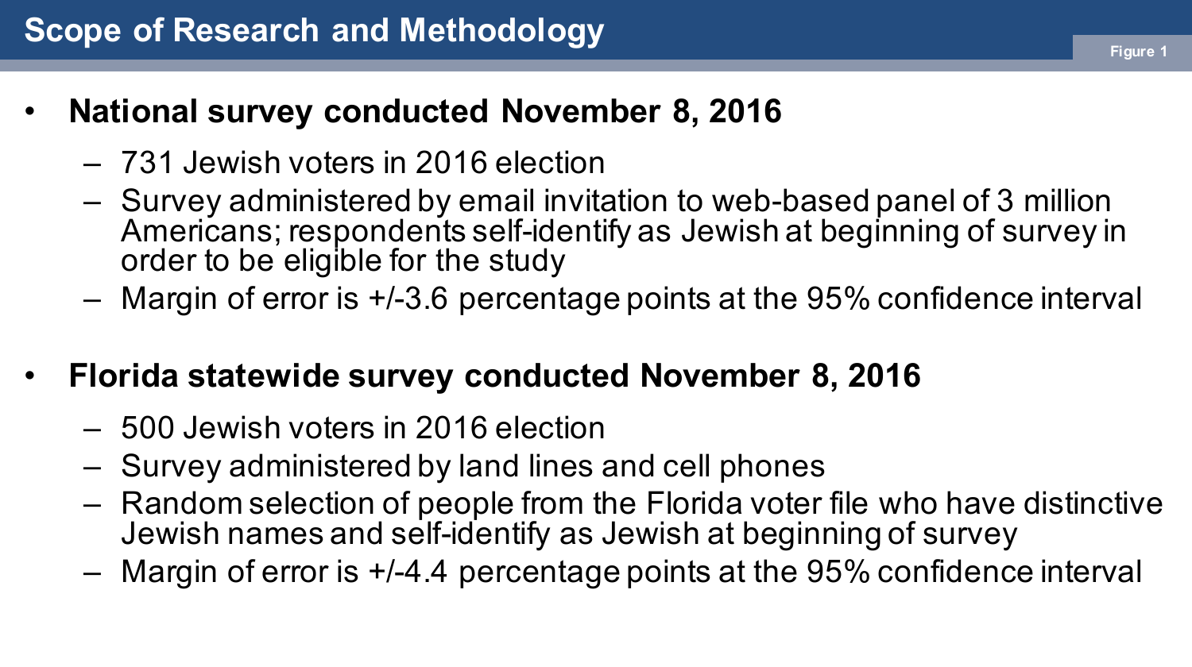# Scope of Research and Methodology

Figure 1

- **National survey conducted November 8, 2016**
  - 731 Jewish voters in 2016 election
  - Survey administered by email invitation to web-based panel of 3 million Americans; respondents self-identify as Jewish at beginning of survey in order to be eligible for the study
  - Margin of error is +/-3.6 percentage points at the 95% confidence interval

- **Florida statewide survey conducted November 8, 2016**
  - 500 Jewish voters in 2016 election
  - Survey administered by land lines and cell phones
  - Random selection of people from the Florida voter file who have distinctive Jewish names and self-identify as Jewish at beginning of survey
  - Margin of error is +/-4.4 percentage points at the 95% confidence interval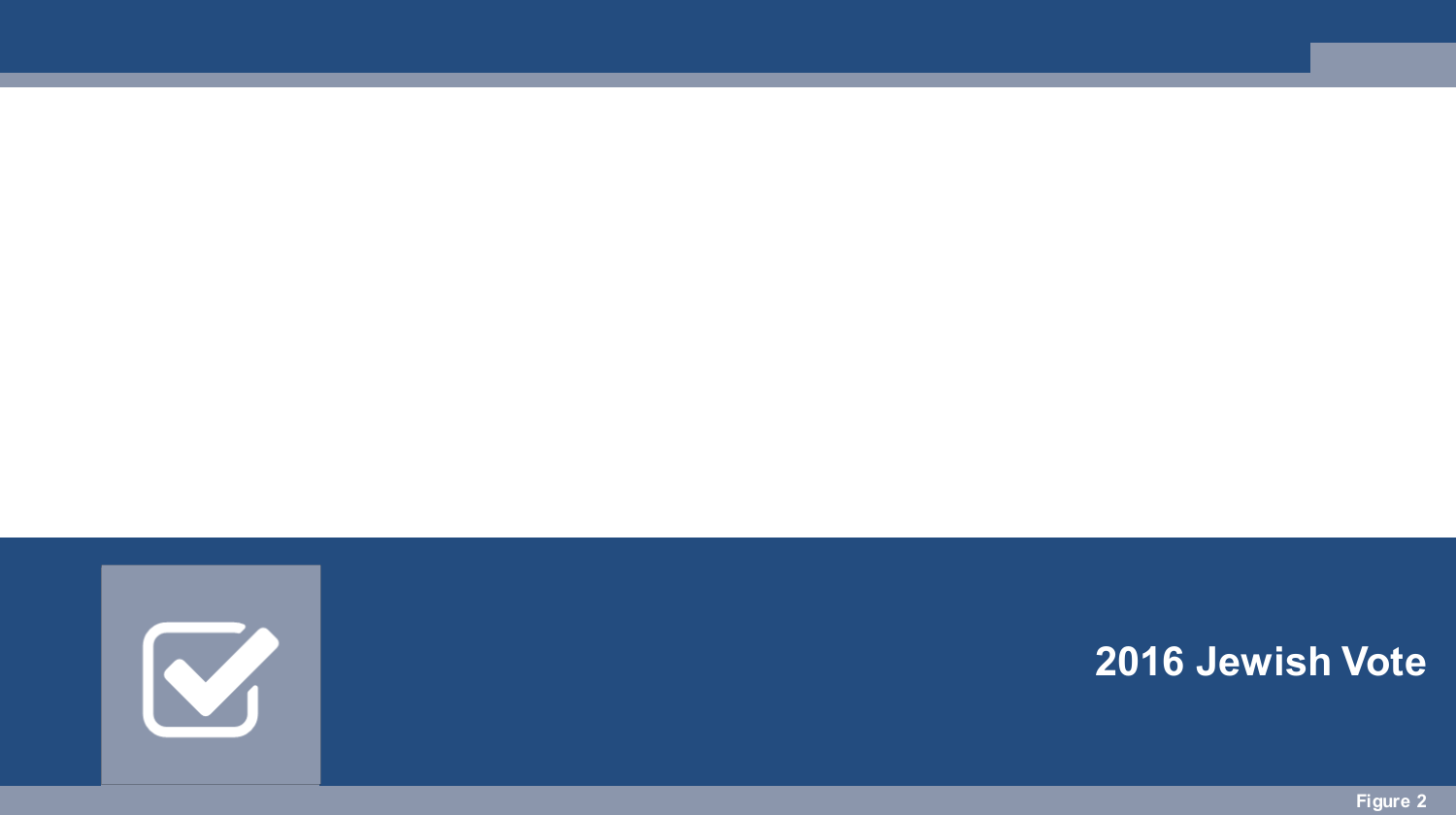# 2016 Jewish Vote

Figure 2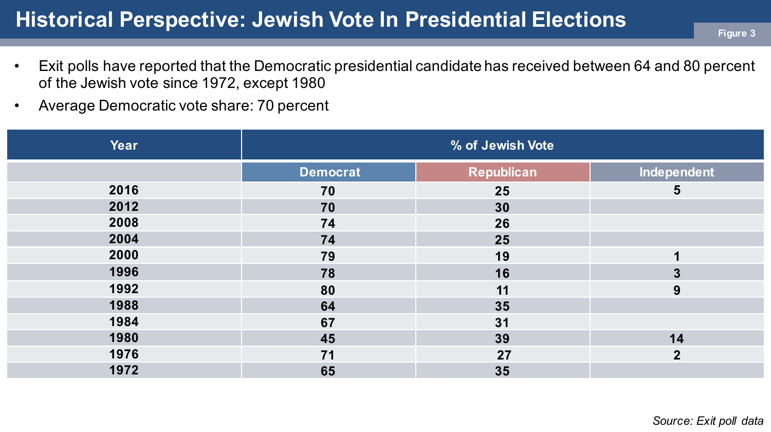# Historical Perspective: Jewish Vote In Presidential Elections

Figure 3

- Exit polls have reported that the Democratic presidential candidate has received between 64 and 80 percent of the Jewish vote since 1972, except 1980
- Average Democratic vote share: 70 percent

| Year | % of Jewish Vote | | |
|---|---|---|---|
| | Democrat | Republican | Independent |
| 2016 | 70 | 25 | 5 |
| 2012 | 70 | 30 | |
| 2008 | 74 | 26 | |
| 2004 | 74 | 25 | |
| 2000 | 79 | 19 | 1 |
| 1996 | 78 | 16 | 3 |
| 1992 | 80 | 11 | 9 |
| 1988 | 64 | 35 | |
| 1984 | 67 | 31 | |
| 1980 | 45 | 39 | 14 |
| 1976 | 71 | 27 | 2 |
| 1972 | 65 | 35 | |

*Source: Exit poll data*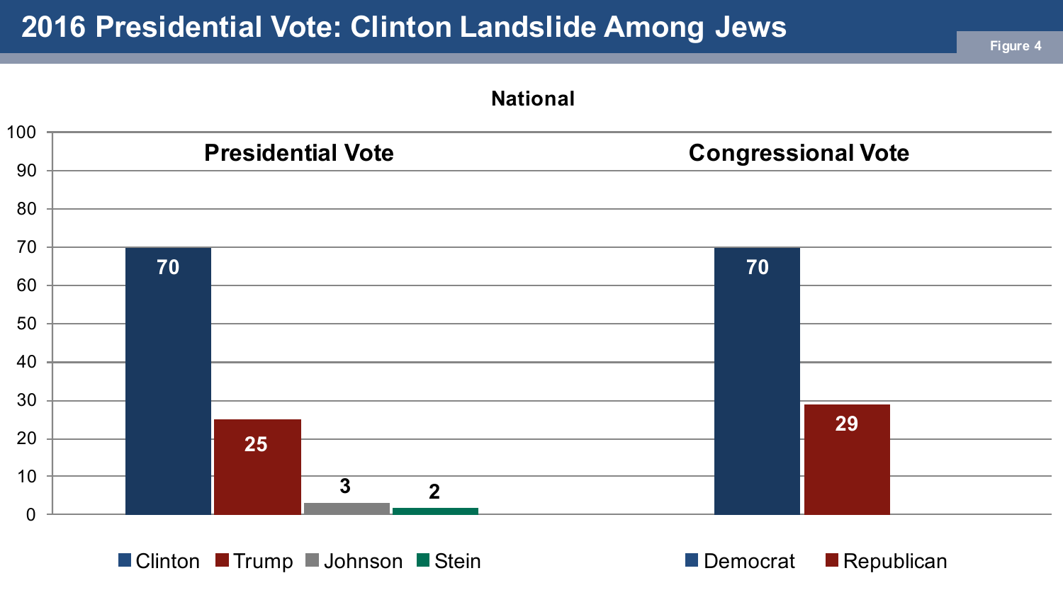# 2016 Presidential Vote: Clinton Landslide Among Jews

Figure 4

**National**

| Presidential Vote | % |
|---|---|
| Clinton | 70 |
| Trump | 25 |
| Johnson | 3 |
| Stein | 2 |

| Congressional Vote | % |
|---|---|
| Democrat | 70 |
| Republican | 29 |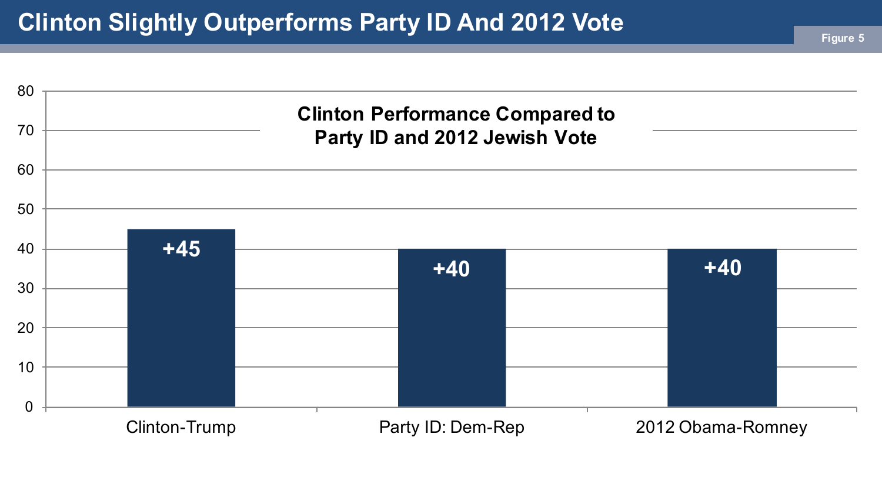# Clinton Slightly Outperforms Party ID And 2012 Vote

Figure 5

**Clinton Performance Compared to Party ID and 2012 Jewish Vote**

| Category | Margin |
| --- | --- |
| Clinton-Trump | +45 |
| Party ID: Dem-Rep | +40 |
| 2012 Obama-Romney | +40 |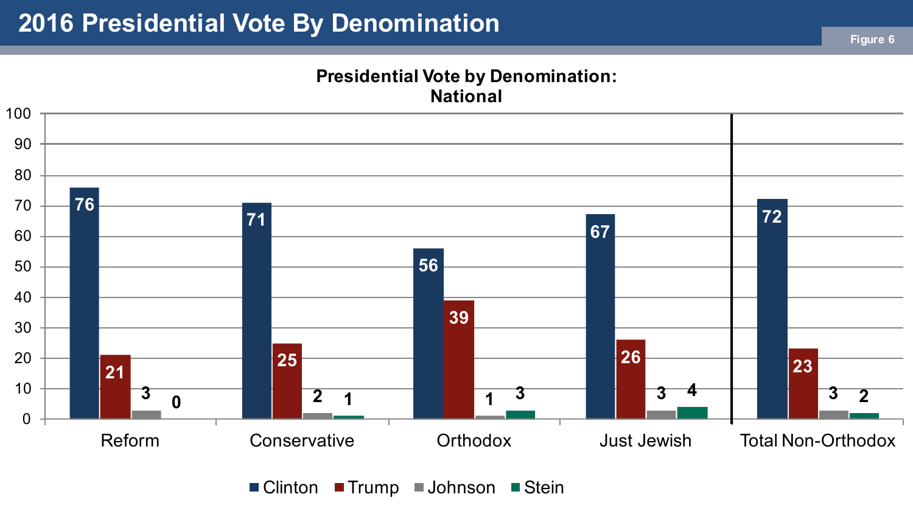# 2016 Presidential Vote By Denomination

Figure 6

**Presidential Vote by Denomination: National**

| | Clinton | Trump | Johnson | Stein |
|---|---|---|---|---|
| Reform | 76 | 21 | 3 | 0 |
| Conservative | 71 | 25 | 2 | 1 |
| Orthodox | 56 | 39 | 1 | 3 |
| Just Jewish | 67 | 26 | 3 | 4 |
| Total Non-Orthodox | 72 | 23 | 3 | 2 |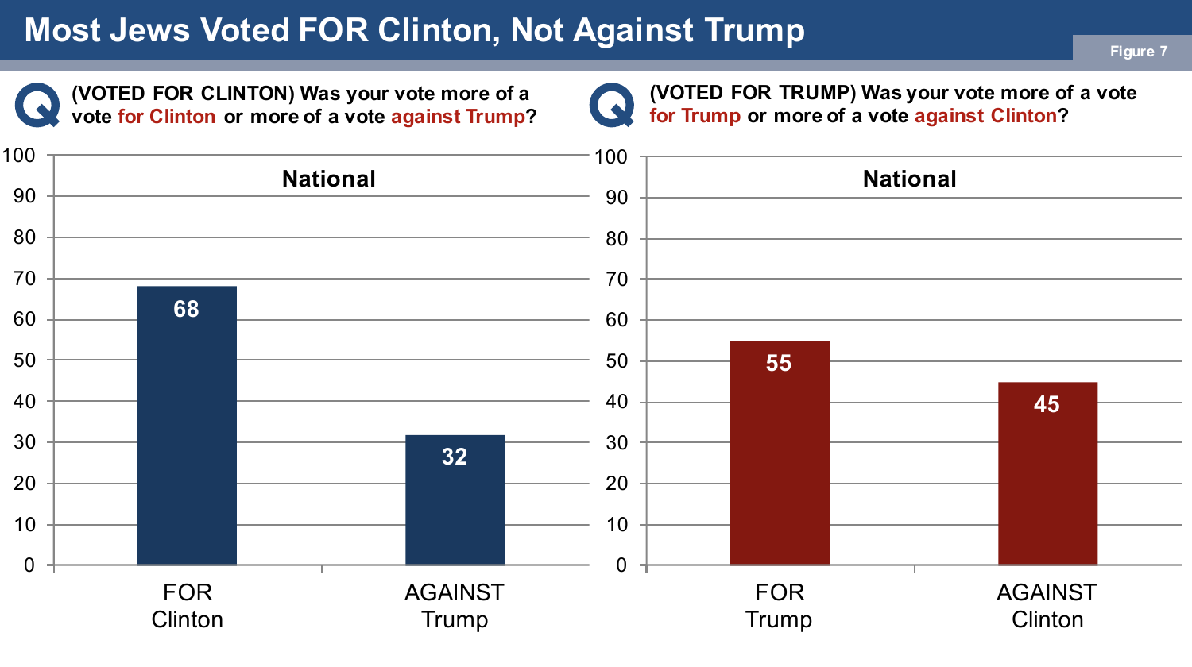# Most Jews Voted FOR Clinton, Not Against Trump

Figure 7

**(VOTED FOR CLINTON) Was your vote more of a vote for Clinton or more of a vote against Trump?**

National

| | % |
|---|---|
| FOR Clinton | 68 |
| AGAINST Trump | 32 |

**(VOTED FOR TRUMP) Was your vote more of a vote for Trump or more of a vote against Clinton?**

National

| | % |
|---|---|
| FOR Trump | 55 |
| AGAINST Clinton | 45 |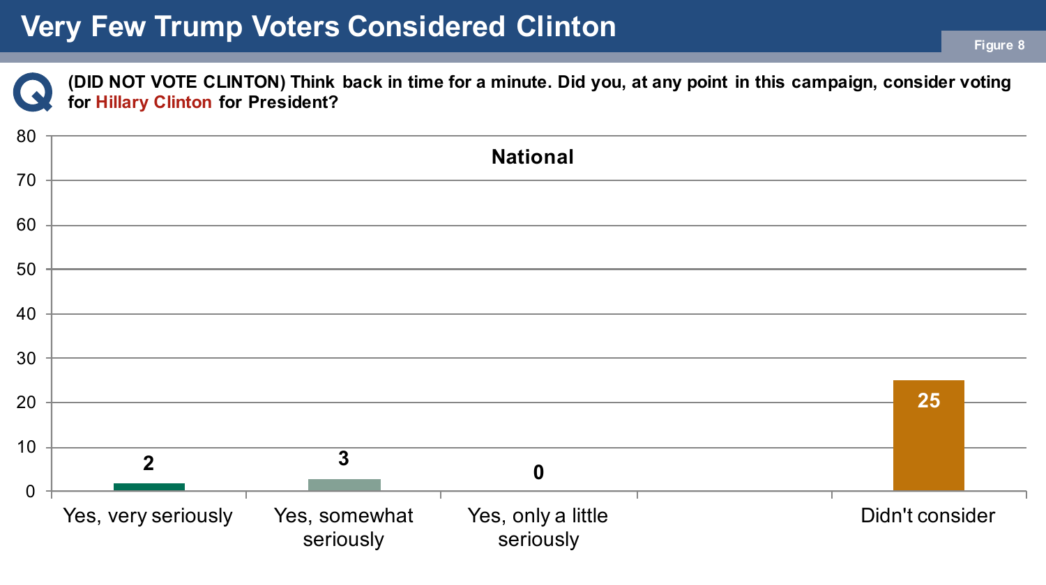# Very Few Trump Voters Considered Clinton

Figure 8

**(DID NOT VOTE CLINTON) Think back in time for a minute. Did you, at any point in this campaign, consider voting for Hillary Clinton for President?**

**National**

| Response | National |
|---|---|
| Yes, very seriously | 2 |
| Yes, somewhat seriously | 3 |
| Yes, only a little seriously | 0 |
| Didn't consider | 25 |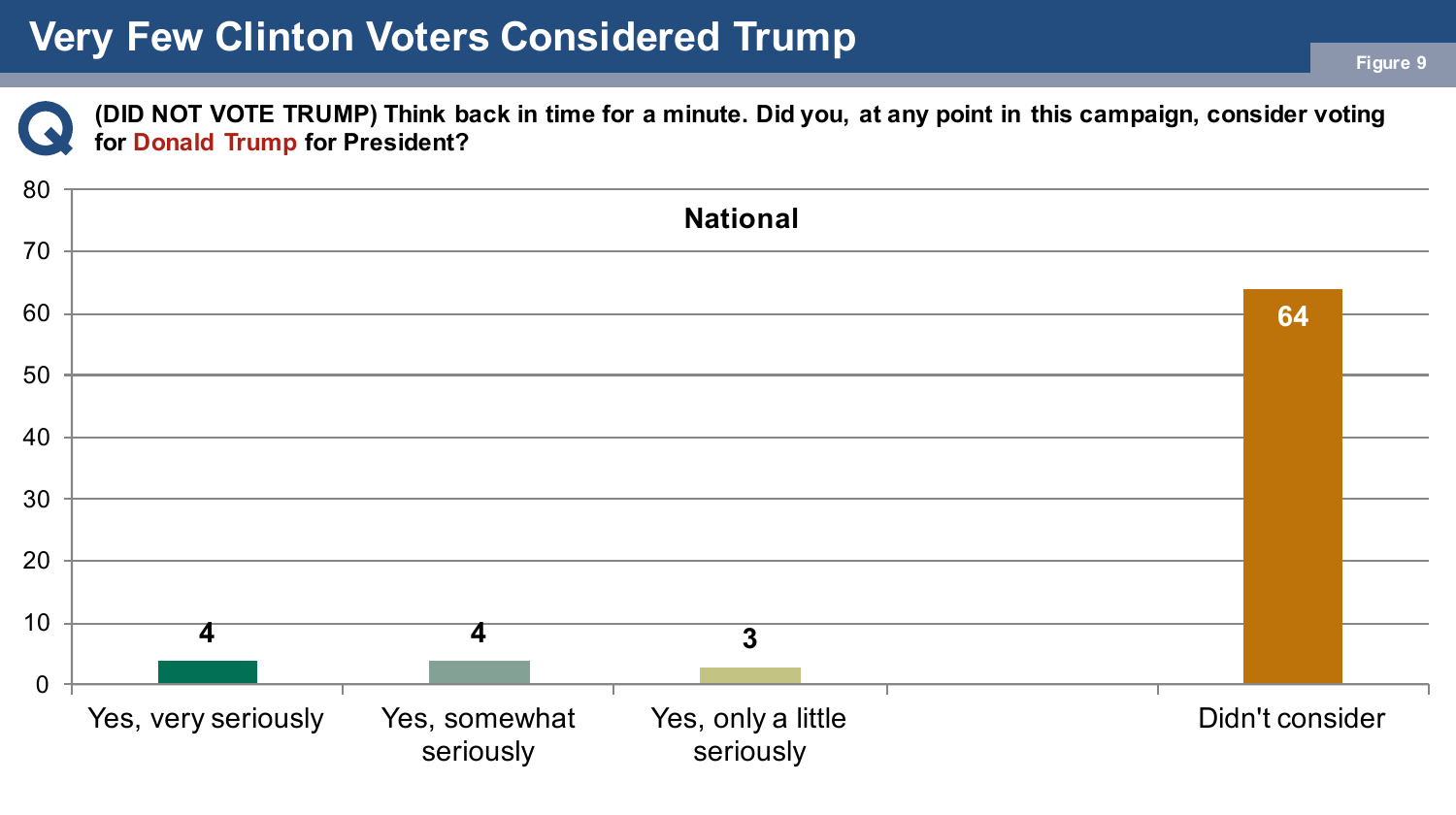# Very Few Clinton Voters Considered Trump

Figure 9

**(DID NOT VOTE TRUMP) Think back in time for a minute. Did you, at any point in this campaign, consider voting for Donald Trump for President?**

**National**

| Response | % |
| --- | --- |
| Yes, very seriously | 4 |
| Yes, somewhat seriously | 4 |
| Yes, only a little seriously | 3 |
| Didn't consider | 64 |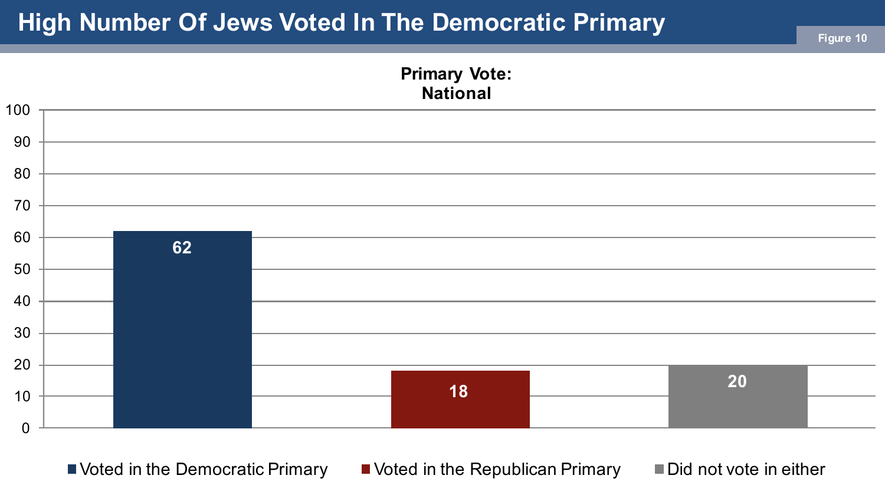# High Number Of Jews Voted In The Democratic Primary

Figure 10

**Primary Vote: National**

| Response | % |
| --- | --- |
| Voted in the Democratic Primary | 62 |
| Voted in the Republican Primary | 18 |
| Did not vote in either | 20 |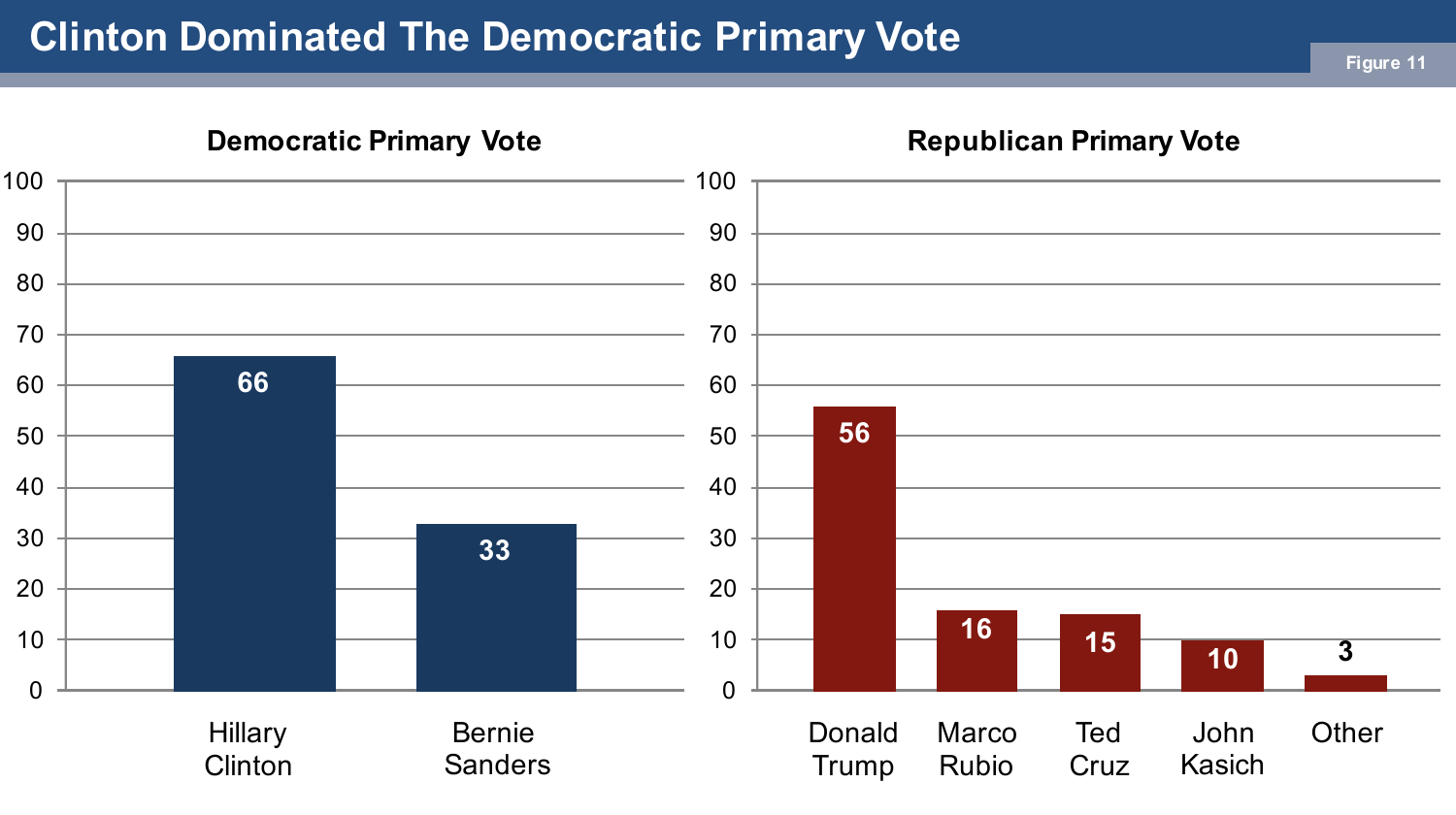# Clinton Dominated The Democratic Primary Vote

Figure 11

**Democratic Primary Vote**

| Candidate | Vote |
|---|---|
| Hillary Clinton | 66 |
| Bernie Sanders | 33 |

**Republican Primary Vote**

| Candidate | Vote |
|---|---|
| Donald Trump | 56 |
| Marco Rubio | 16 |
| Ted Cruz | 15 |
| John Kasich | 10 |
| Other | 3 |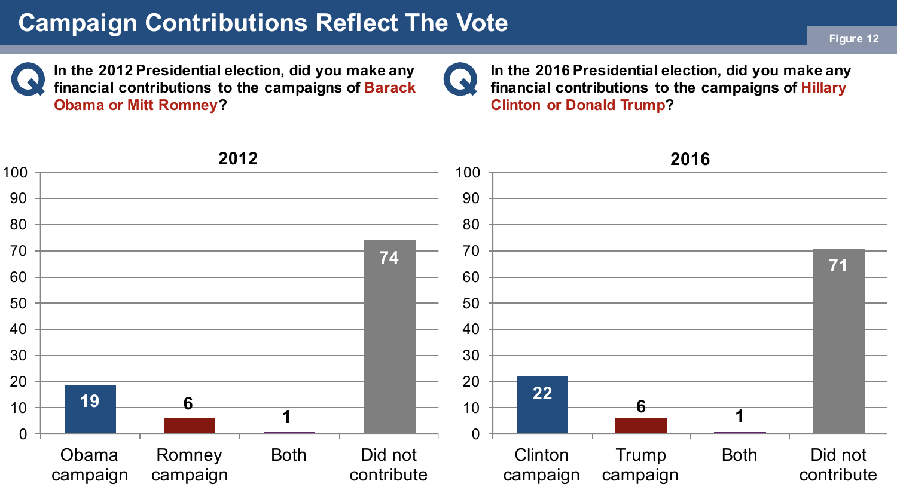# Campaign Contributions Reflect The Vote

Figure 12

**In the 2012 Presidential election, did you make any financial contributions to the campaigns of Barack Obama or Mitt Romney?**

**In the 2016 Presidential election, did you make any financial contributions to the campaigns of Hillary Clinton or Donald Trump?**

**2012**

| Obama campaign | Romney campaign | Both | Did not contribute |
|---|---|---|---|
| 19 | 6 | 1 | 74 |

**2016**

| Clinton campaign | Trump campaign | Both | Did not contribute |
|---|---|---|---|
| 22 | 6 | 1 | 71 |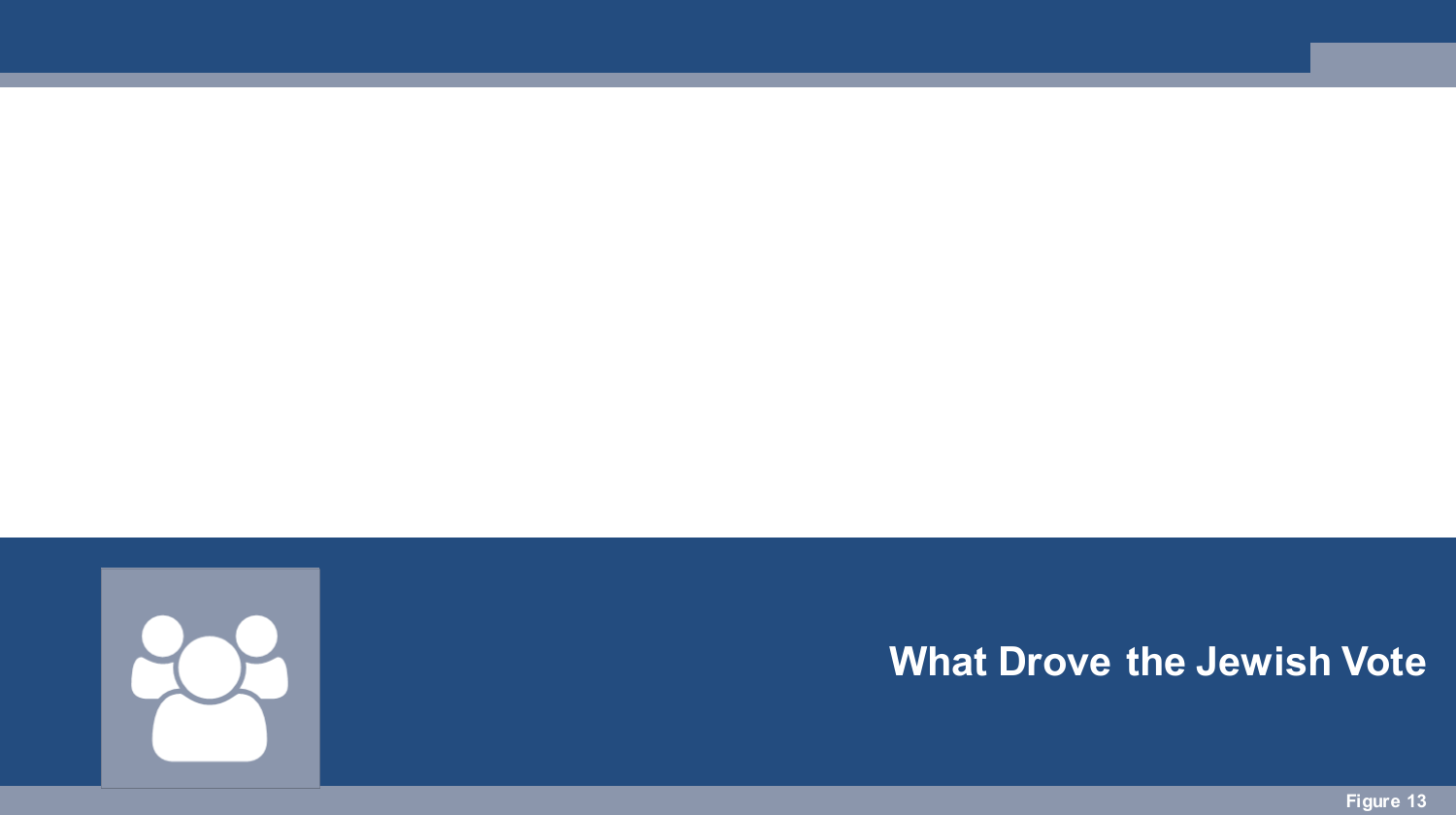# What Drove the Jewish Vote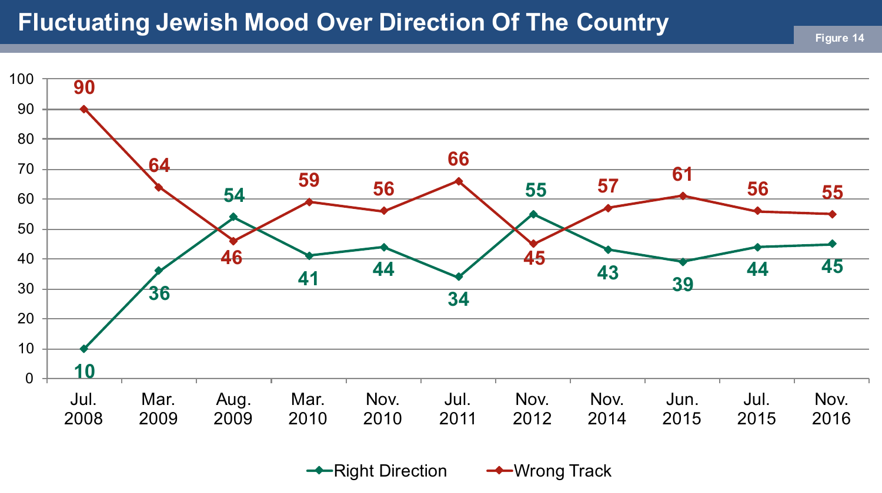# Fluctuating Jewish Mood Over Direction Of The Country

Figure 14

| | Jul. 2008 | Mar. 2009 | Aug. 2009 | Mar. 2010 | Nov. 2010 | Jul. 2011 | Nov. 2012 | Nov. 2014 | Jun. 2015 | Jul. 2015 | Nov. 2016 |
|---|---|---|---|---|---|---|---|---|---|---|---|
| Right Direction | 10 | 36 | 54 | 41 | 44 | 34 | 55 | 43 | 39 | 44 | 45 |
| Wrong Track | 90 | 64 | 46 | 59 | 56 | 66 | 45 | 57 | 61 | 56 | 55 |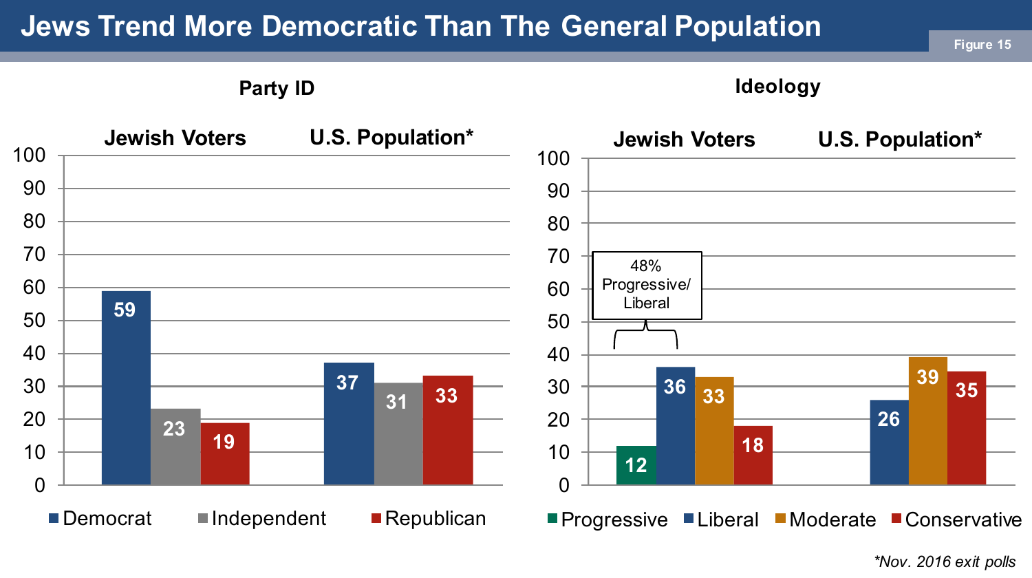# Jews Trend More Democratic Than The General Population

Figure 15

## Party ID

| | Democrat | Independent | Republican |
|---|---|---|---|
| Jewish Voters | 59 | 23 | 19 |
| U.S. Population* | 37 | 31 | 33 |

## Ideology

| | Progressive | Liberal | Moderate | Conservative |
|---|---|---|---|---|
| Jewish Voters | 12 | 36 | 33 | 18 |
| U.S. Population* | | 26 | 39 | 35 |

48% Progressive/ Liberal

*Nov. 2016 exit polls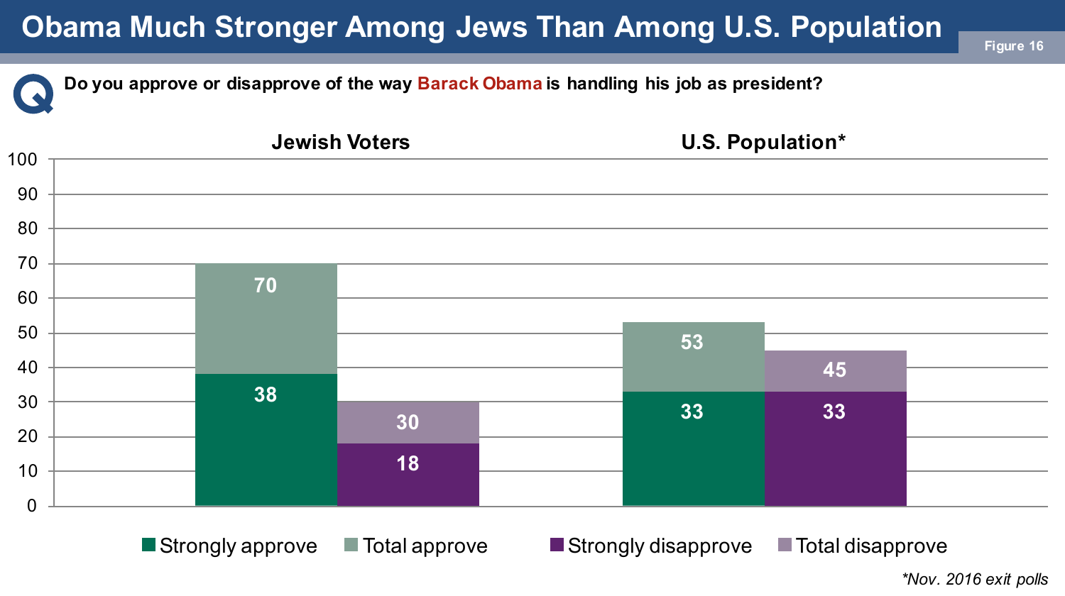# Obama Much Stronger Among Jews Than Among U.S. Population

Figure 16

**Do you approve or disapprove of the way Barack Obama is handling his job as president?**

| | Strongly approve | Total approve | Strongly disapprove | Total disapprove |
|---|---|---|---|---|
| Jewish Voters | 38 | 70 | 18 | 30 |
| U.S. Population* | 33 | 53 | 33 | 45 |

*Nov. 2016 exit polls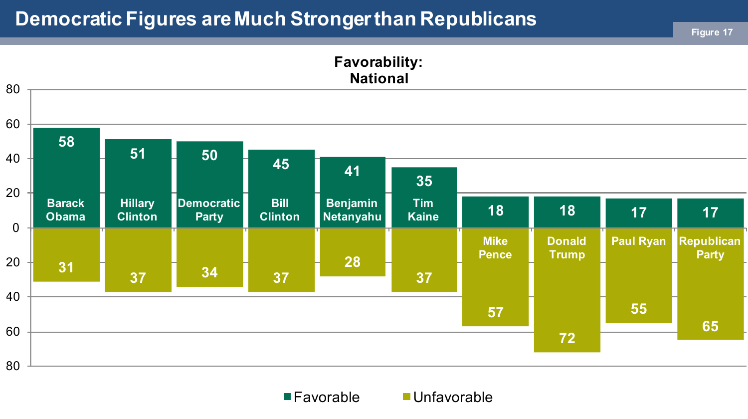# Democratic Figures are Much Stronger than Republicans

Figure 17

**Favorability: National**

| | Favorable | Unfavorable |
|---|---|---|
| Barack Obama | 58 | 31 |
| Hillary Clinton | 51 | 37 |
| Democratic Party | 50 | 34 |
| Bill Clinton | 45 | 37 |
| Benjamin Netanyahu | 41 | 28 |
| Tim Kaine | 35 | 37 |
| Mike Pence | 18 | 57 |
| Donald Trump | 18 | 72 |
| Paul Ryan | 17 | 55 |
| Republican Party | 17 | 65 |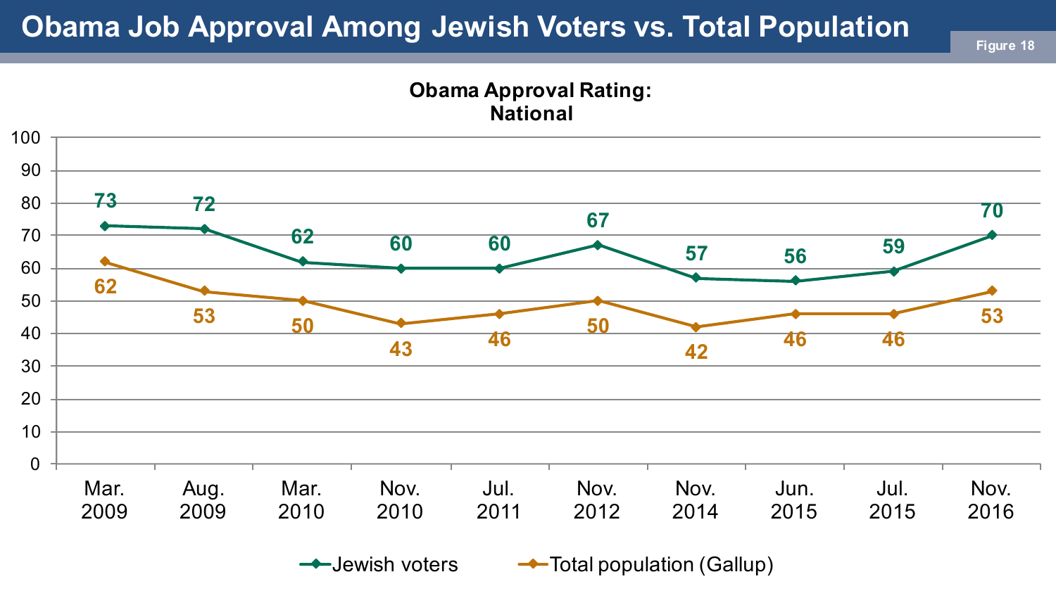# Obama Job Approval Among Jewish Voters vs. Total Population

Figure 18

**Obama Approval Rating: National**

| | Mar. 2009 | Aug. 2009 | Mar. 2010 | Nov. 2010 | Jul. 2011 | Nov. 2012 | Nov. 2014 | Jun. 2015 | Jul. 2015 | Nov. 2016 |
|---|---|---|---|---|---|---|---|---|---|---|
| Jewish voters | 73 | 72 | 62 | 60 | 60 | 67 | 57 | 56 | 59 | 70 |
| Total population (Gallup) | 62 | 53 | 50 | 43 | 46 | 50 | 42 | 46 | 46 | 53 |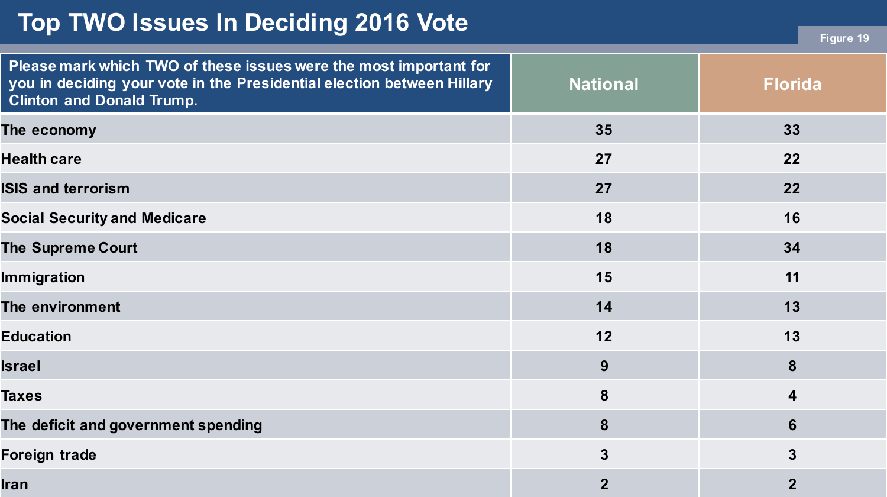# Top TWO Issues In Deciding 2016 Vote

Figure 19

| Please mark which TWO of these issues were the most important for you in deciding your vote in the Presidential election between Hillary Clinton and Donald Trump. | National | Florida |
|---|---|---|
| The economy | 35 | 33 |
| Health care | 27 | 22 |
| ISIS and terrorism | 27 | 22 |
| Social Security and Medicare | 18 | 16 |
| The Supreme Court | 18 | 34 |
| Immigration | 15 | 11 |
| The environment | 14 | 13 |
| Education | 12 | 13 |
| Israel | 9 | 8 |
| Taxes | 8 | 4 |
| The deficit and government spending | 8 | 6 |
| Foreign trade | 3 | 3 |
| Iran | 2 | 2 |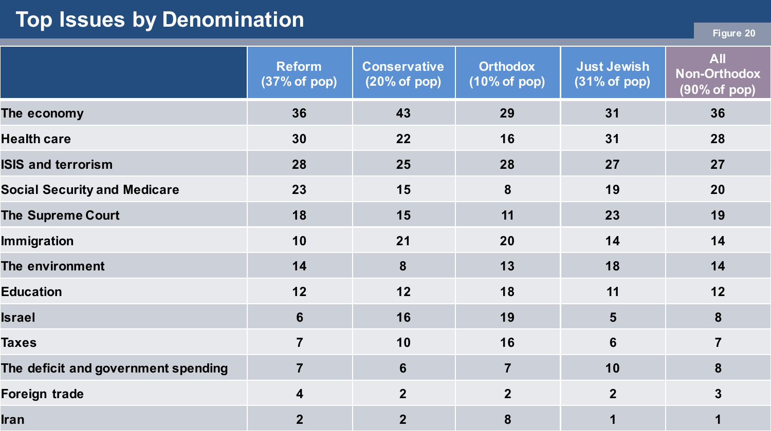# Top Issues by Denomination

Figure 20

| | Reform (37% of pop) | Conservative (20% of pop) | Orthodox (10% of pop) | Just Jewish (31% of pop) | All Non-Orthodox (90% of pop) |
|---|---|---|---|---|---|
| The economy | 36 | 43 | 29 | 31 | 36 |
| Health care | 30 | 22 | 16 | 31 | 28 |
| ISIS and terrorism | 28 | 25 | 28 | 27 | 27 |
| Social Security and Medicare | 23 | 15 | 8 | 19 | 20 |
| The Supreme Court | 18 | 15 | 11 | 23 | 19 |
| Immigration | 10 | 21 | 20 | 14 | 14 |
| The environment | 14 | 8 | 13 | 18 | 14 |
| Education | 12 | 12 | 18 | 11 | 12 |
| Israel | 6 | 16 | 19 | 5 | 8 |
| Taxes | 7 | 10 | 16 | 6 | 7 |
| The deficit and government spending | 7 | 6 | 7 | 10 | 8 |
| Foreign trade | 4 | 2 | 2 | 2 | 3 |
| Iran | 2 | 2 | 8 | 1 | 1 |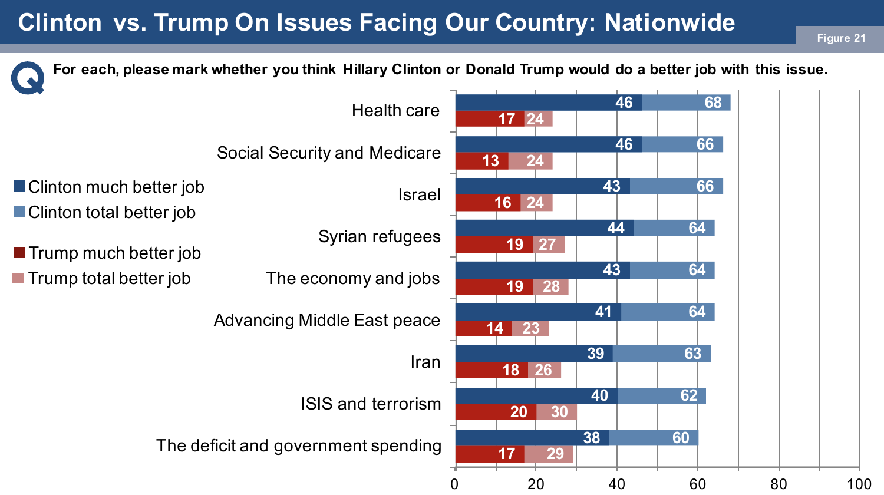# Clinton vs. Trump On Issues Facing Our Country: Nationwide

Figure 21

**Q: For each, please mark whether you think Hillary Clinton or Donald Trump would do a better job with this issue.**

| Issue | Clinton much better job | Clinton total better job | Trump much better job | Trump total better job |
|---|---|---|---|---|
| Health care | 46 | 68 | 17 | 24 |
| Social Security and Medicare | 46 | 66 | 13 | 24 |
| Israel | 43 | 66 | 16 | 24 |
| Syrian refugees | 44 | 64 | 19 | 27 |
| The economy and jobs | 43 | 64 | 19 | 28 |
| Advancing Middle East peace | 41 | 64 | 14 | 23 |
| Iran | 39 | 63 | 18 | 26 |
| ISIS and terrorism | 40 | 62 | 20 | 30 |
| The deficit and government spending | 38 | 60 | 17 | 29 |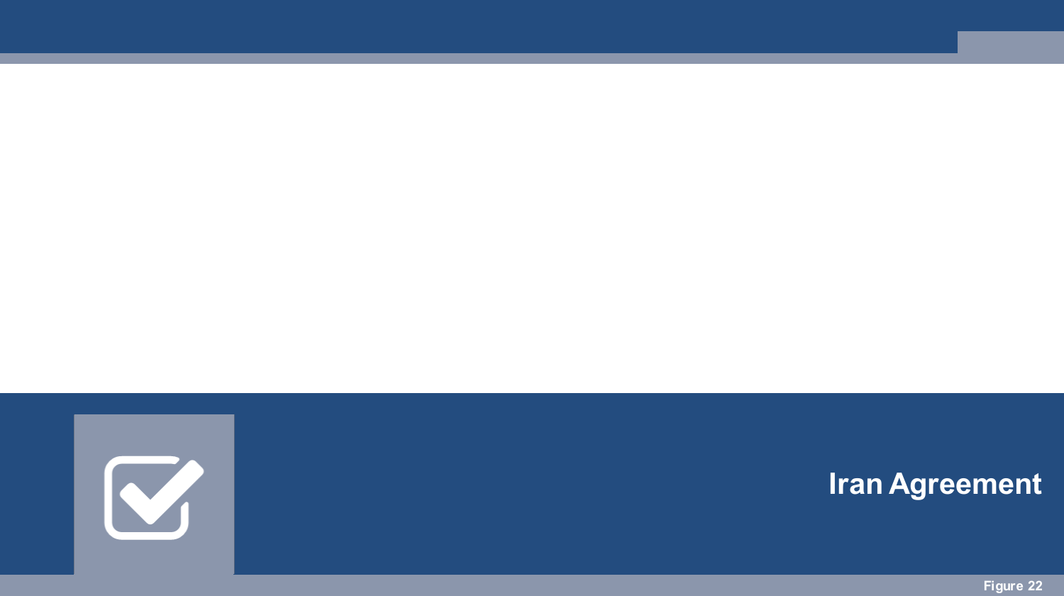# Iran Agreement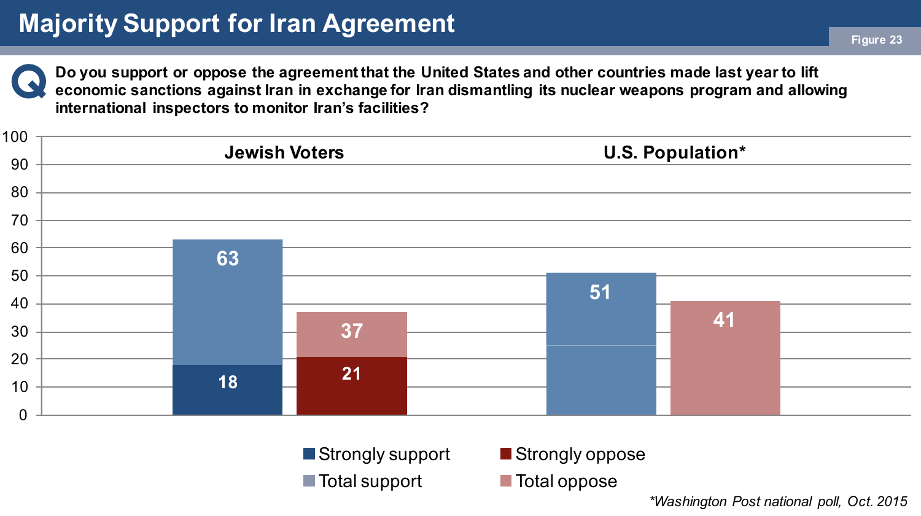# Majority Support for Iran Agreement

Figure 23

**Q: Do you support or oppose the agreement that the United States and other countries made last year to lift economic sanctions against Iran in exchange for Iran dismantling its nuclear weapons program and allowing international inspectors to monitor Iran's facilities?**

| | Strongly support | Total support | Strongly oppose | Total oppose |
|---|---|---|---|---|
| Jewish Voters | 18 | 63 | 21 | 37 |
| U.S. Population* | | 51 | | 41 |

*Washington Post national poll, Oct. 2015*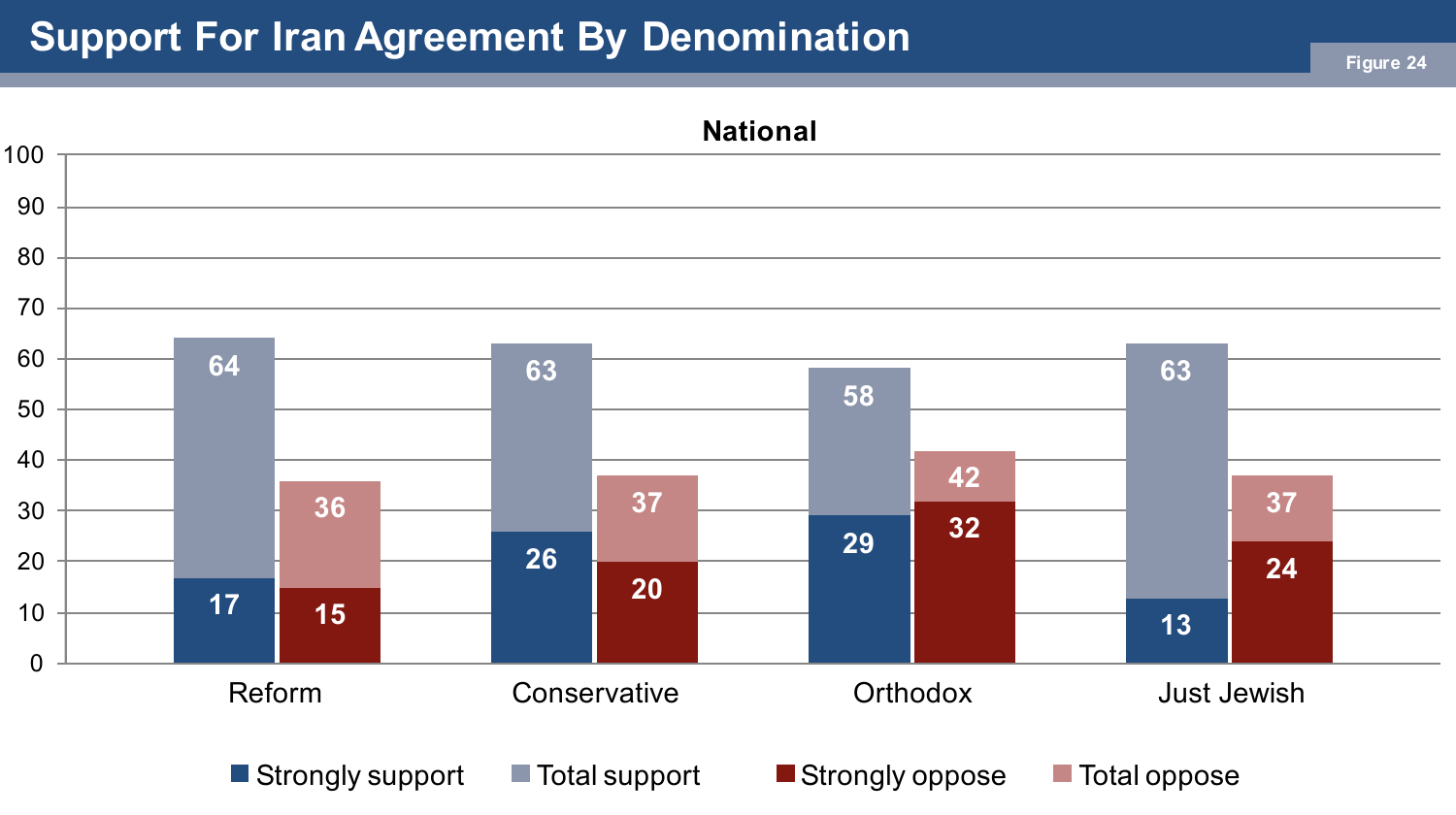# Support For Iran Agreement By Denomination

Figure 24

**National**

| | Strongly support | Total support | Strongly oppose | Total oppose |
|---|---|---|---|---|
| Reform | 17 | 64 | 15 | 36 |
| Conservative | 26 | 63 | 20 | 37 |
| Orthodox | 29 | 58 | 32 | 42 |
| Just Jewish | 13 | 63 | 24 | 37 |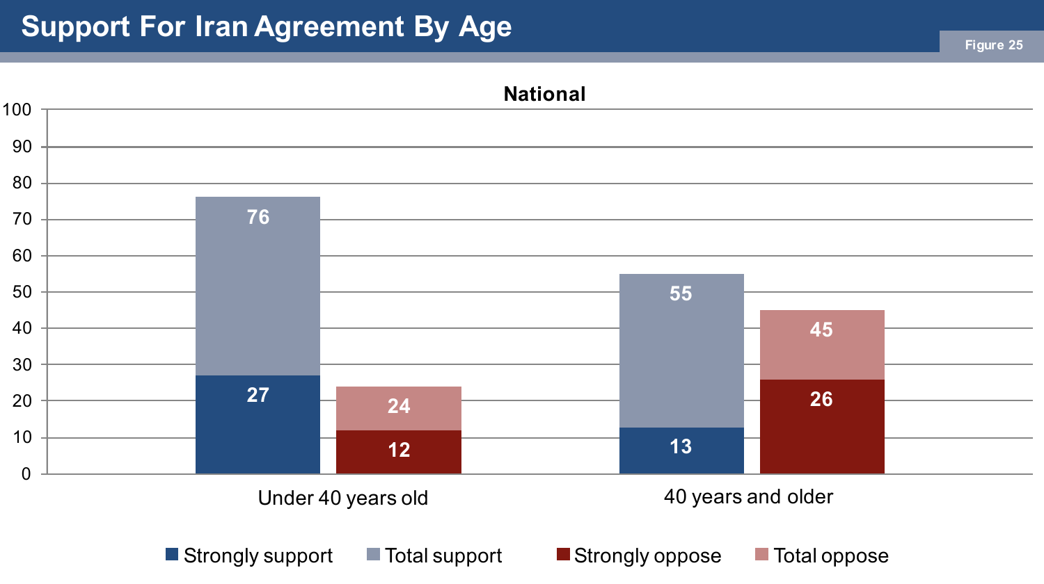# Support For Iran Agreement By Age

Figure 25

**National**

| | Strongly support | Total support | Strongly oppose | Total oppose |
|---|---|---|---|---|
| Under 40 years old | 27 | 76 | 12 | 24 |
| 40 years and older | 13 | 55 | 26 | 45 |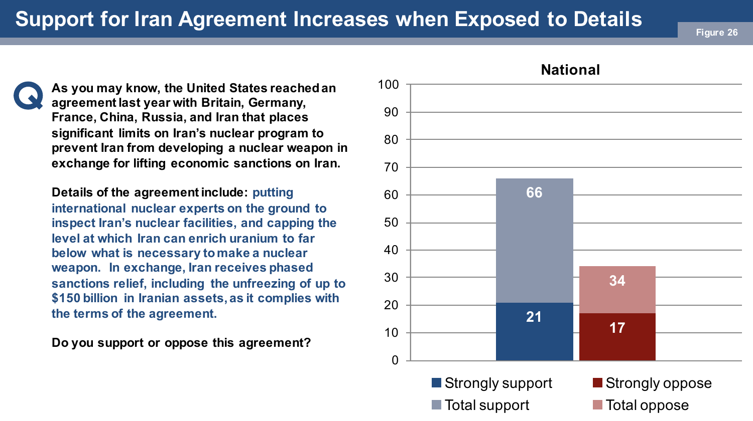# Support for Iran Agreement Increases when Exposed to Details

Figure 26

**Q** **As you may know, the United States reached an agreement last year with Britain, Germany, France, China, Russia, and Iran that places significant limits on Iran's nuclear program to prevent Iran from developing a nuclear weapon in exchange for lifting economic sanctions on Iran.**

**Details of the agreement include: putting international nuclear experts on the ground to inspect Iran's nuclear facilities, and capping the level at which Iran can enrich uranium to far below what is necessary to make a nuclear weapon. In exchange, Iran receives phased sanctions relief, including the unfreezing of up to $150 billion in Iranian assets, as it complies with the terms of the agreement.**

**Do you support or oppose this agreement?**

**National**

| | Strongly | Total |
|---|---|---|
| Support | 21 | 66 |
| Oppose | 17 | 34 |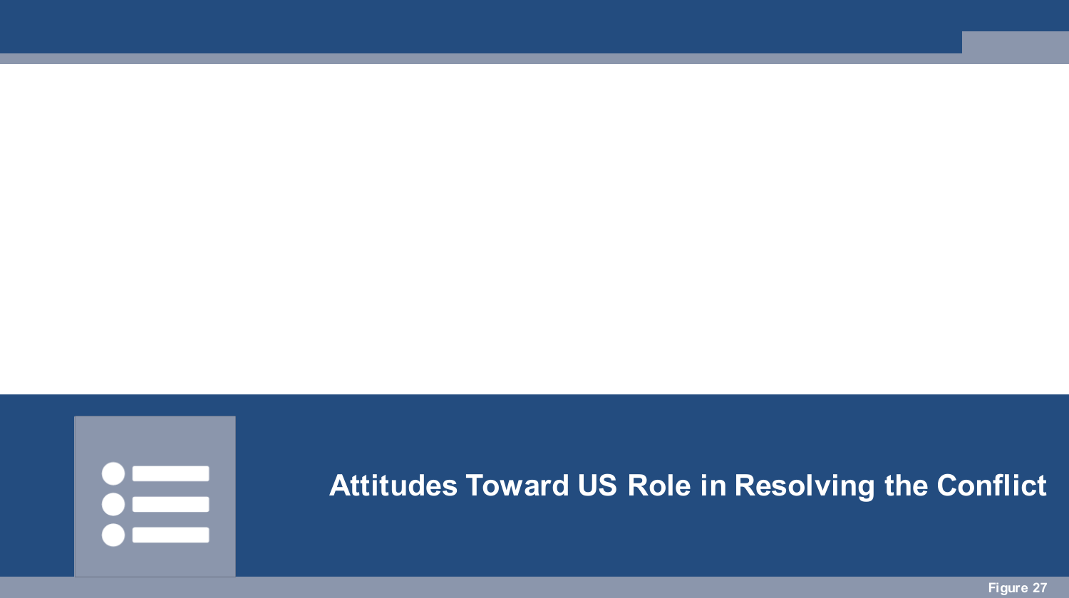# Attitudes Toward US Role in Resolving the Conflict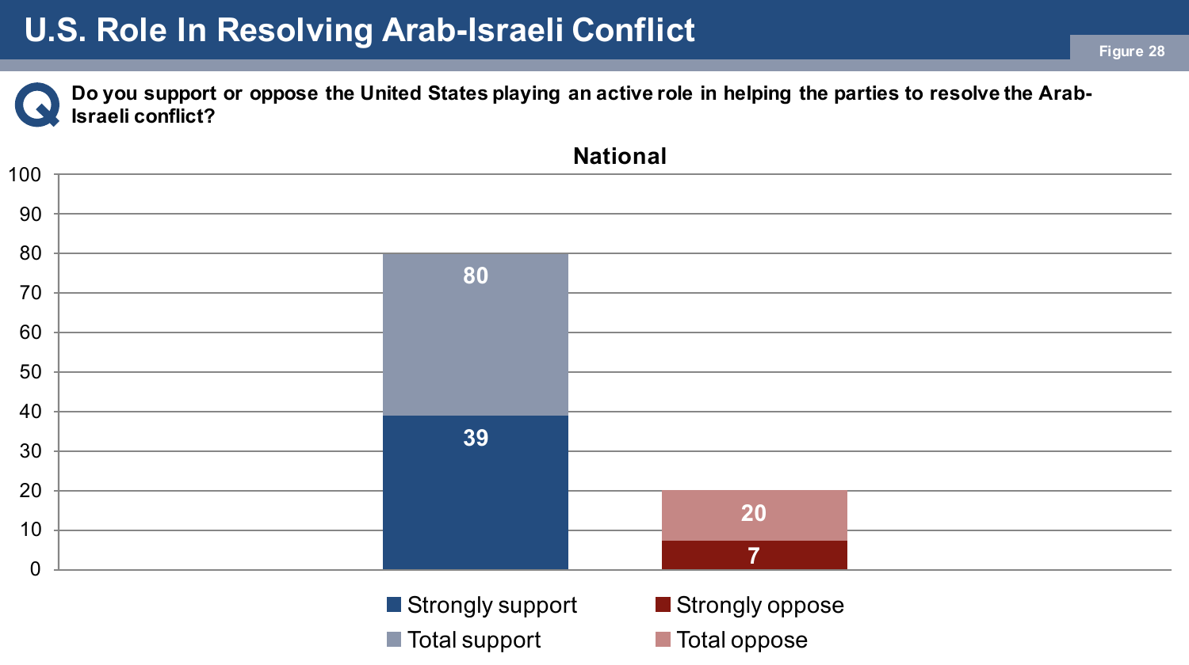# U.S. Role In Resolving Arab-Israeli Conflict

Figure 28

**Do you support or oppose the United States playing an active role in helping the parties to resolve the Arab-Israeli conflict?**

**National**

| | Strongly | Total |
|---|---|---|
| Support | 39 | 80 |
| Oppose | 7 | 20 |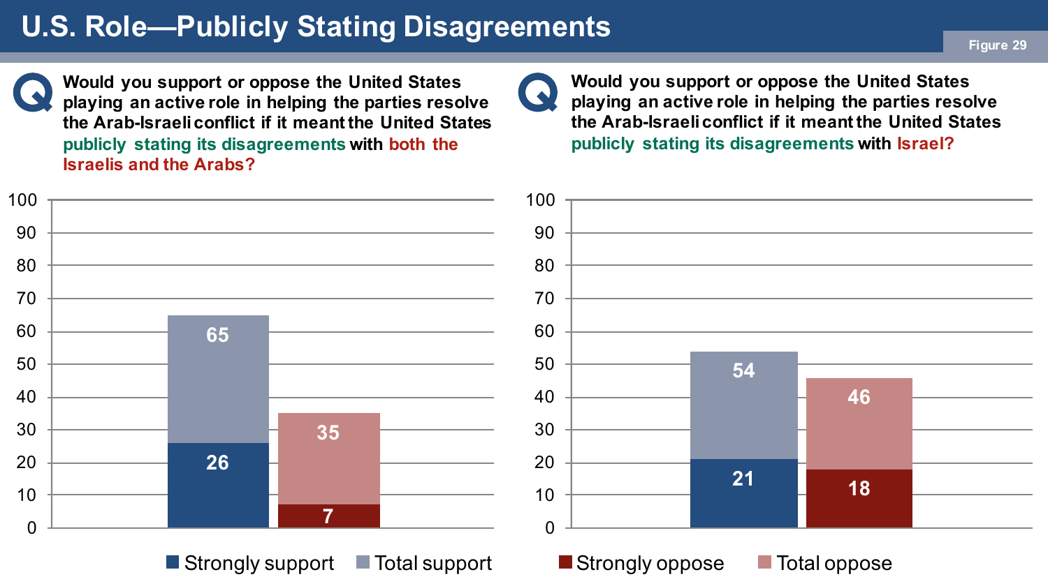# U.S. Role—Publicly Stating Disagreements

Figure 29

**Would you support or oppose the United States playing an active role in helping the parties resolve the Arab-Israeli conflict if it meant the United States publicly stating its disagreements with both the Israelis and the Arabs?**

| | Strongly | Total |
|---|---|---|
| Support | 26 | 65 |
| Oppose | 7 | 35 |

**Would you support or oppose the United States playing an active role in helping the parties resolve the Arab-Israeli conflict if it meant the United States publicly stating its disagreements with Israel?**

| | Strongly | Total |
|---|---|---|
| Support | 21 | 54 |
| Oppose | 18 | 46 |

Strongly support | Total support | Strongly oppose | Total oppose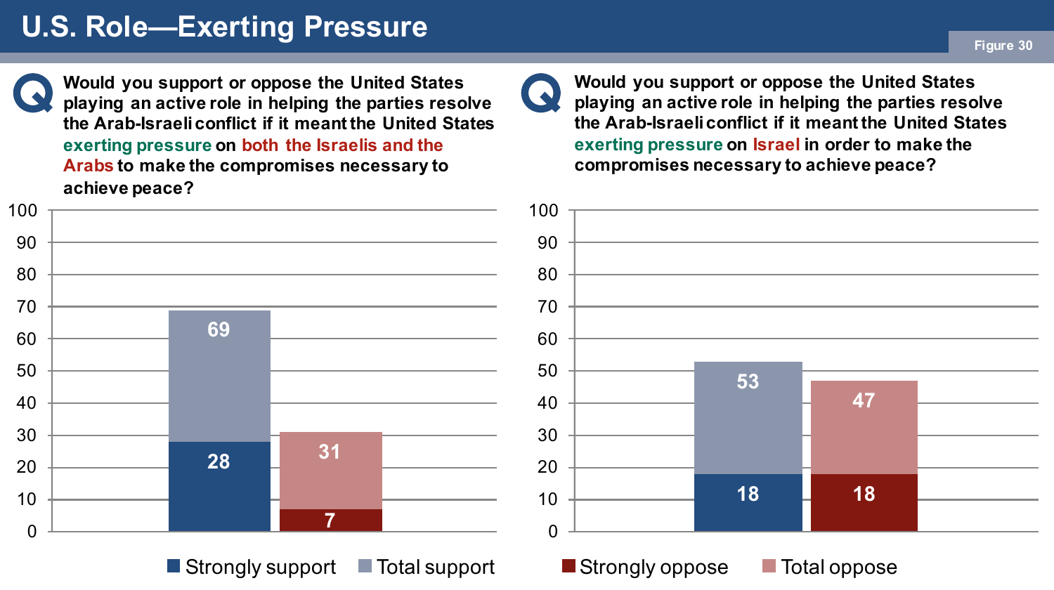# U.S. Role—Exerting Pressure

Figure 30

**Q: Would you support or oppose the United States playing an active role in helping the parties resolve the Arab-Israeli conflict if it meant the United States exerting pressure on both the Israelis and the Arabs to make the compromises necessary to achieve peace?**

| | Strongly | Total |
|---|---|---|
| Support | 28 | 69 |
| Oppose | 7 | 31 |

**Q: Would you support or oppose the United States playing an active role in helping the parties resolve the Arab-Israeli conflict if it meant the United States exerting pressure on Israel in order to make the compromises necessary to achieve peace?**

| | Strongly | Total |
|---|---|---|
| Support | 18 | 53 |
| Oppose | 18 | 47 |

Strongly support | Total support | Strongly oppose | Total oppose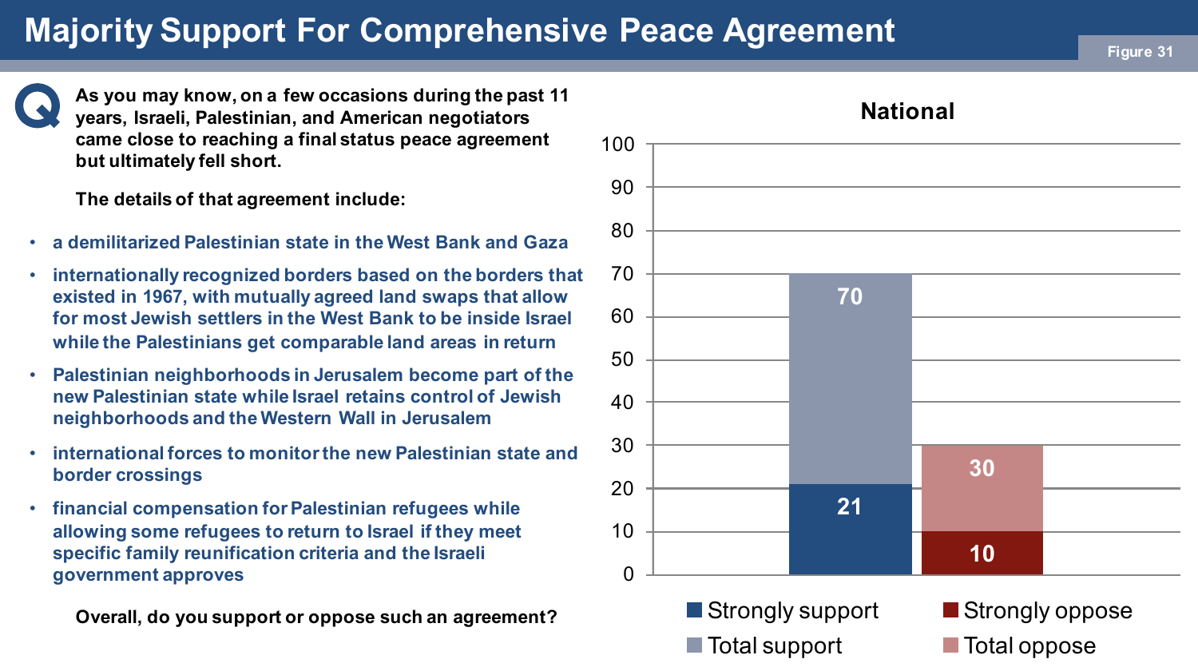# Majority Support For Comprehensive Peace Agreement

Figure 31

**Q** **As you may know, on a few occasions during the past 11 years, Israeli, Palestinian, and American negotiators came close to reaching a final status peace agreement but ultimately fell short.**

**The details of that agreement include:**

- **a demilitarized Palestinian state in the West Bank and Gaza**
- **internationally recognized borders based on the borders that existed in 1967, with mutually agreed land swaps that allow for most Jewish settlers in the West Bank to be inside Israel while the Palestinians get comparable land areas in return**
- **Palestinian neighborhoods in Jerusalem become part of the new Palestinian state while Israel retains control of Jewish neighborhoods and the Western Wall in Jerusalem**
- **international forces to monitor the new Palestinian state and border crossings**
- **financial compensation for Palestinian refugees while allowing some refugees to return to Israel if they meet specific family reunification criteria and the Israeli government approves**

**Overall, do you support or oppose such an agreement?**

**National**

| | Strongly | Total |
|---|---|---|
| Support | 21 | 70 |
| Oppose | 10 | 30 |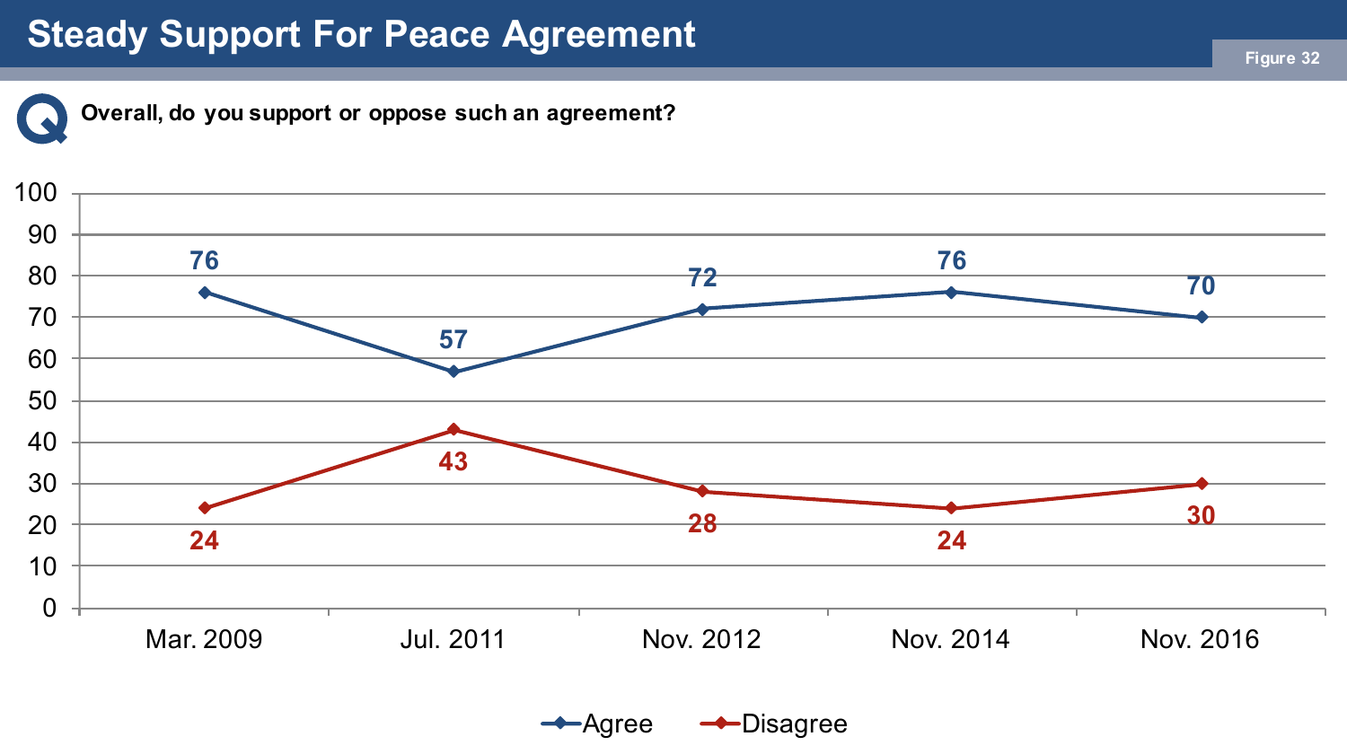# Steady Support For Peace Agreement

Figure 32

**Overall, do you support or oppose such an agreement?**

| | Mar. 2009 | Jul. 2011 | Nov. 2012 | Nov. 2014 | Nov. 2016 |
|---|---|---|---|---|---|
| Agree | 76 | 57 | 72 | 76 | 70 |
| Disagree | 24 | 43 | 28 | 24 | 30 |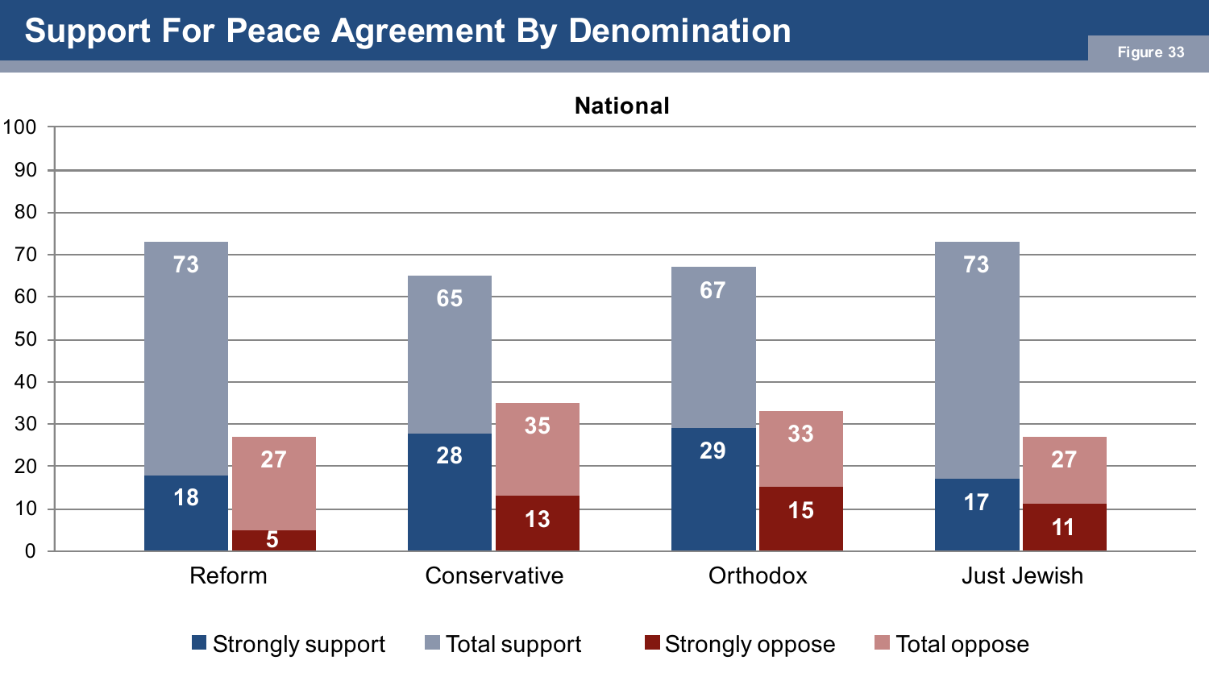# Support For Peace Agreement By Denomination

Figure 33

**National**

| | Strongly support | Total support | Strongly oppose | Total oppose |
|---|---|---|---|---|
| Reform | 18 | 73 | 5 | 27 |
| Conservative | 28 | 65 | 13 | 35 |
| Orthodox | 29 | 67 | 15 | 33 |
| Just Jewish | 17 | 73 | 11 | 27 |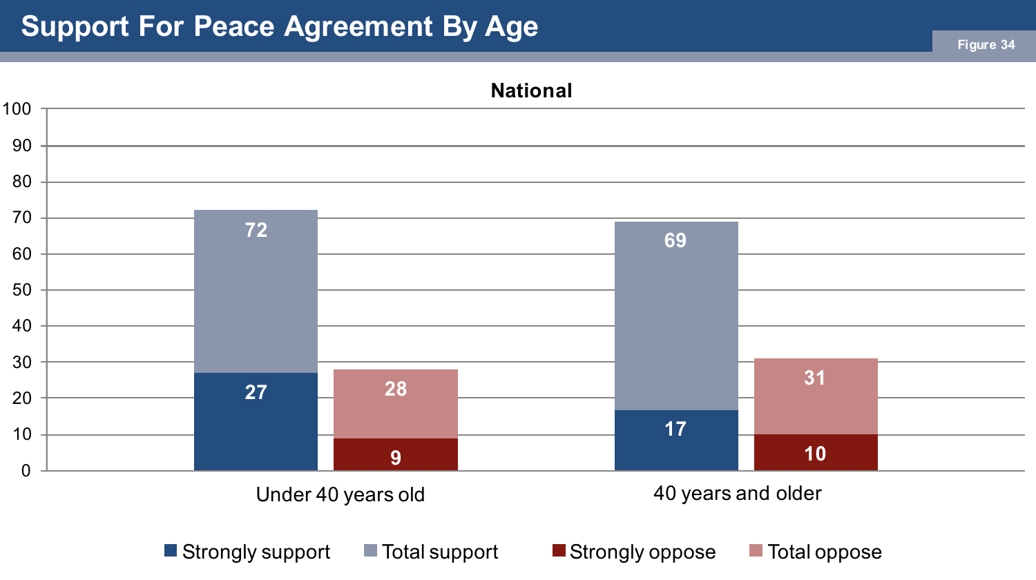# Support For Peace Agreement By Age

Figure 34

**National**

| | Strongly support | Total support | Strongly oppose | Total oppose |
|---|---|---|---|---|
| Under 40 years old | 27 | 72 | 9 | 28 |
| 40 years and older | 17 | 69 | 10 | 31 |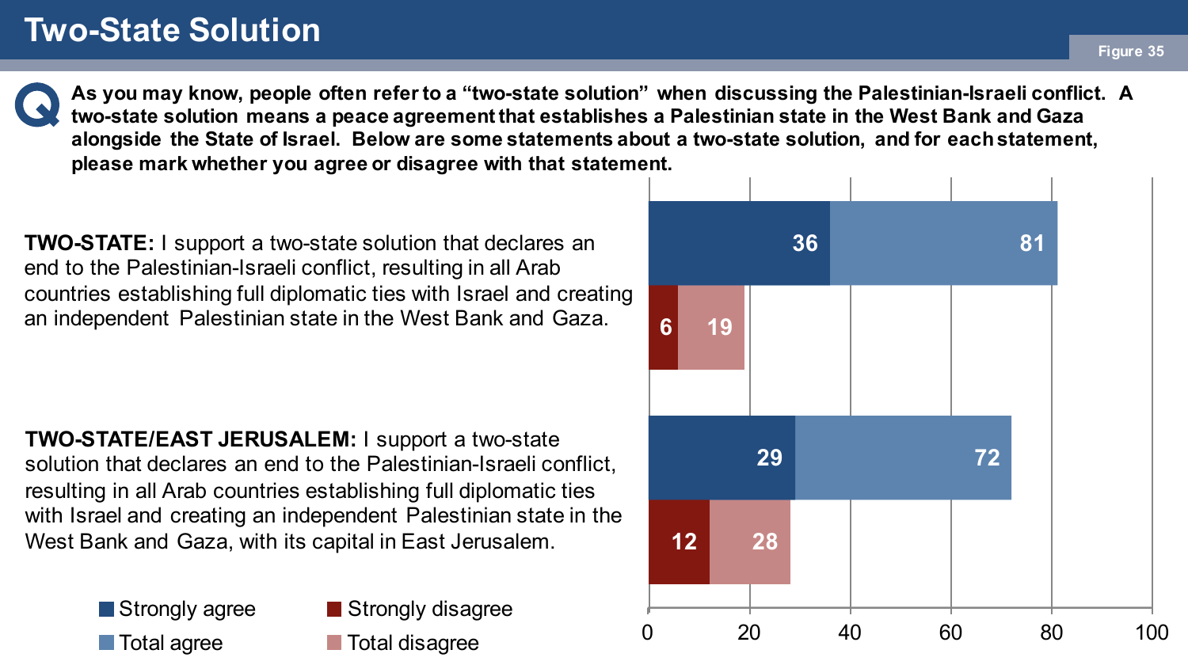# Two-State Solution

Figure 35

**Q: As you may know, people often refer to a "two-state solution" when discussing the Palestinian-Israeli conflict. A two-state solution means a peace agreement that establishes a Palestinian state in the West Bank and Gaza alongside the State of Israel. Below are some statements about a two-state solution, and for each statement, please mark whether you agree or disagree with that statement.**

**TWO-STATE:** I support a two-state solution that declares an end to the Palestinian-Israeli conflict, resulting in all Arab countries establishing full diplomatic ties with Israel and creating an independent Palestinian state in the West Bank and Gaza.

**TWO-STATE/EAST JERUSALEM:** I support a two-state solution that declares an end to the Palestinian-Israeli conflict, resulting in all Arab countries establishing full diplomatic ties with Israel and creating an independent Palestinian state in the West Bank and Gaza, with its capital in East Jerusalem.

| Statement | Strongly agree | Total agree | Strongly disagree | Total disagree |
|---|---|---|---|---|
| TWO-STATE | 36 | 81 | 6 | 19 |
| TWO-STATE/EAST JERUSALEM | 29 | 72 | 12 | 28 |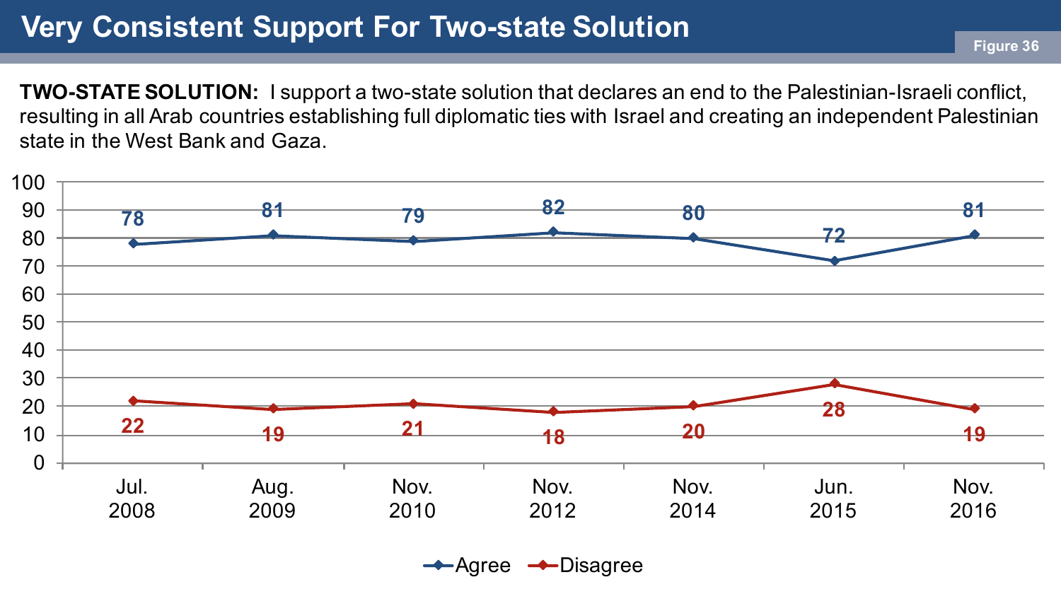# Very Consistent Support For Two-state Solution

Figure 36

**TWO-STATE SOLUTION:** I support a two-state solution that declares an end to the Palestinian-Israeli conflict, resulting in all Arab countries establishing full diplomatic ties with Israel and creating an independent Palestinian state in the West Bank and Gaza.

| | Jul. 2008 | Aug. 2009 | Nov. 2010 | Nov. 2012 | Nov. 2014 | Jun. 2015 | Nov. 2016 |
|---|---|---|---|---|---|---|---|
| Agree | 78 | 81 | 79 | 82 | 80 | 72 | 81 |
| Disagree | 22 | 19 | 21 | 18 | 20 | 28 | 19 |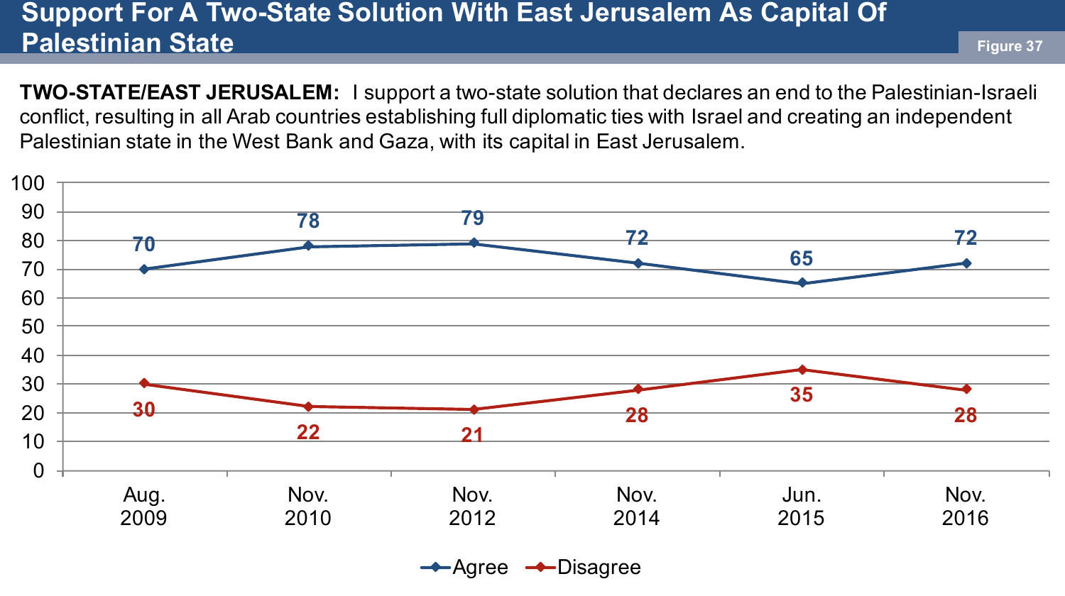## Support For A Two-State Solution With East Jerusalem As Capital Of Palestinian State

Figure 37

**TWO-STATE/EAST JERUSALEM:** I support a two-state solution that declares an end to the Palestinian-Israeli conflict, resulting in all Arab countries establishing full diplomatic ties with Israel and creating an independent Palestinian state in the West Bank and Gaza, with its capital in East Jerusalem.

| | Aug. 2009 | Nov. 2010 | Nov. 2012 | Nov. 2014 | Jun. 2015 | Nov. 2016 |
|---|---|---|---|---|---|---|
| Agree | 70 | 78 | 79 | 72 | 65 | 72 |
| Disagree | 30 | 22 | 21 | 28 | 35 | 28 |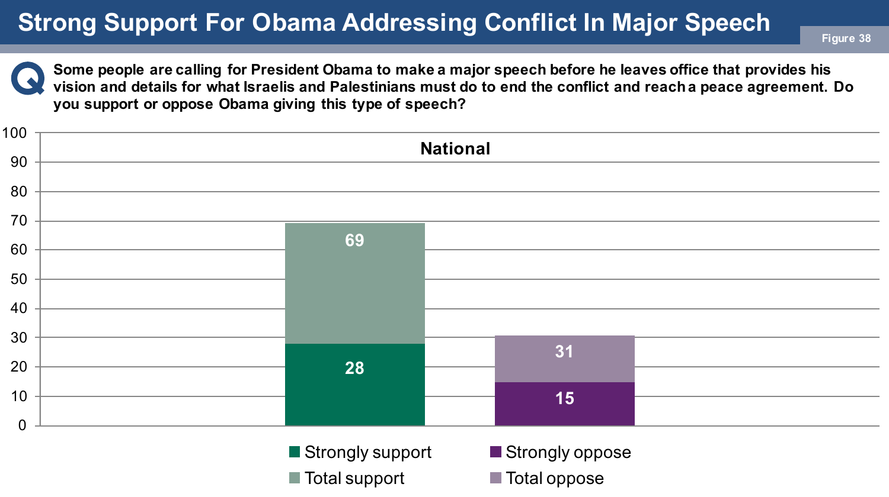# Strong Support For Obama Addressing Conflict In Major Speech

Figure 38

**Q: Some people are calling for President Obama to make a major speech before he leaves office that provides his vision and details for what Israelis and Palestinians must do to end the conflict and reach a peace agreement. Do you support or oppose Obama giving this type of speech?**

**National**

| | Strongly | Total |
|---|---|---|
| Support | 28 | 69 |
| Oppose | 15 | 31 |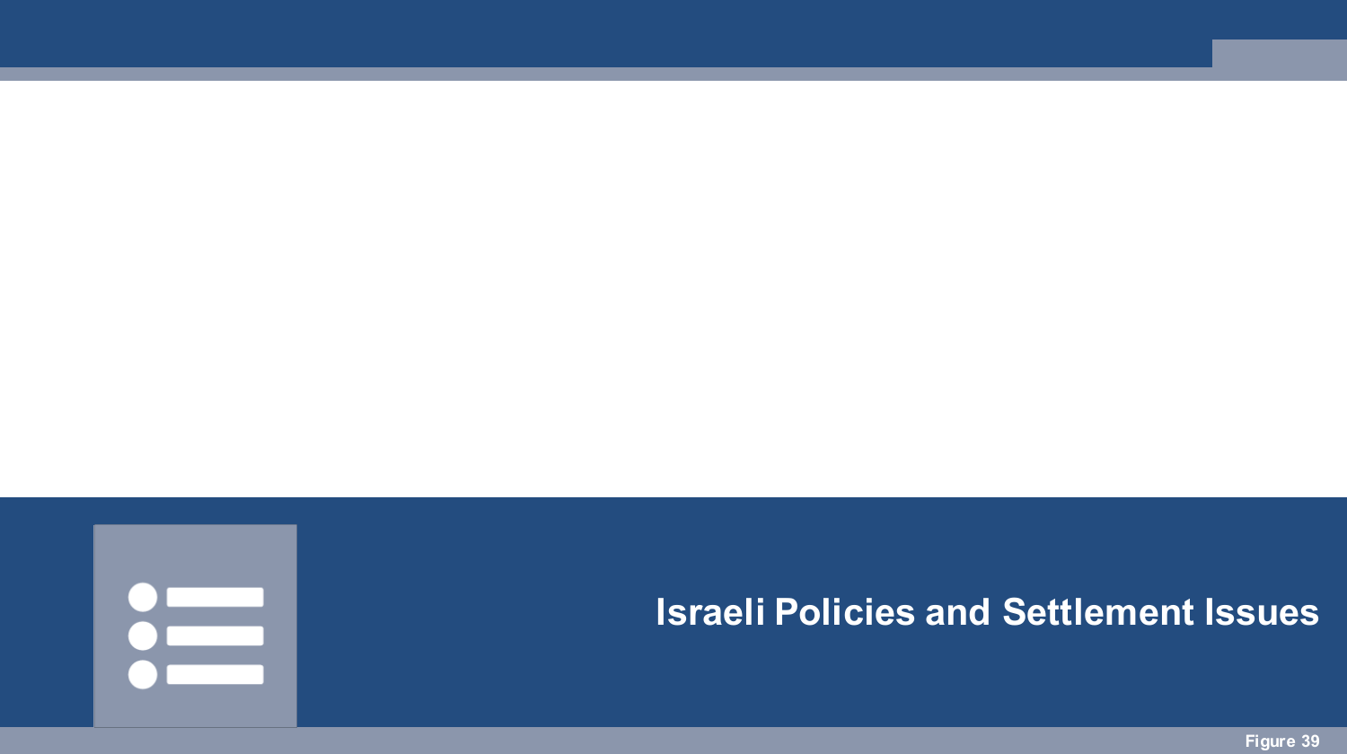# Israeli Policies and Settlement Issues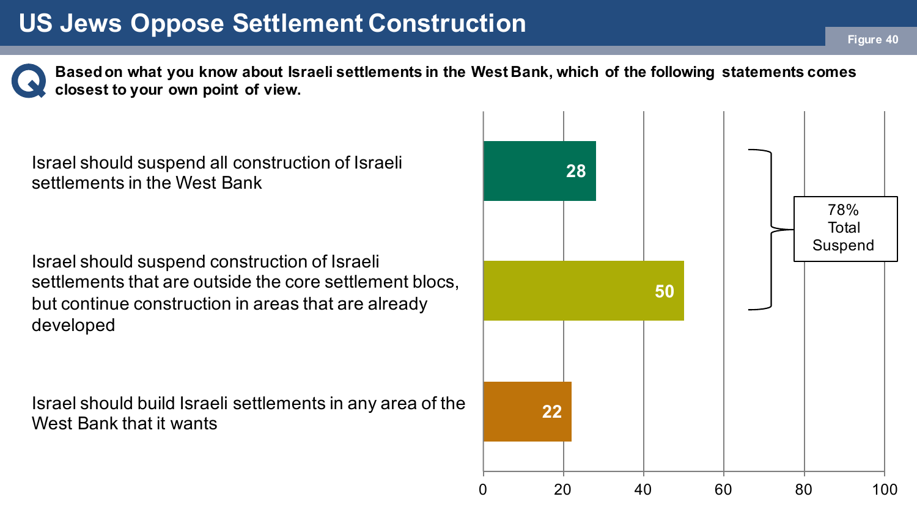# US Jews Oppose Settlement Construction

Figure 40

**Based on what you know about Israeli settlements in the West Bank, which of the following statements comes closest to your own point of view.**

| Statement | % |
| --- | --- |
| Israel should suspend all construction of Israeli settlements in the West Bank | 28 |
| Israel should suspend construction of Israeli settlements that are outside the core settlement blocs, but continue construction in areas that are already developed | 50 |
| Israel should build Israeli settlements in any area of the West Bank that it wants | 22 |

78% Total Suspend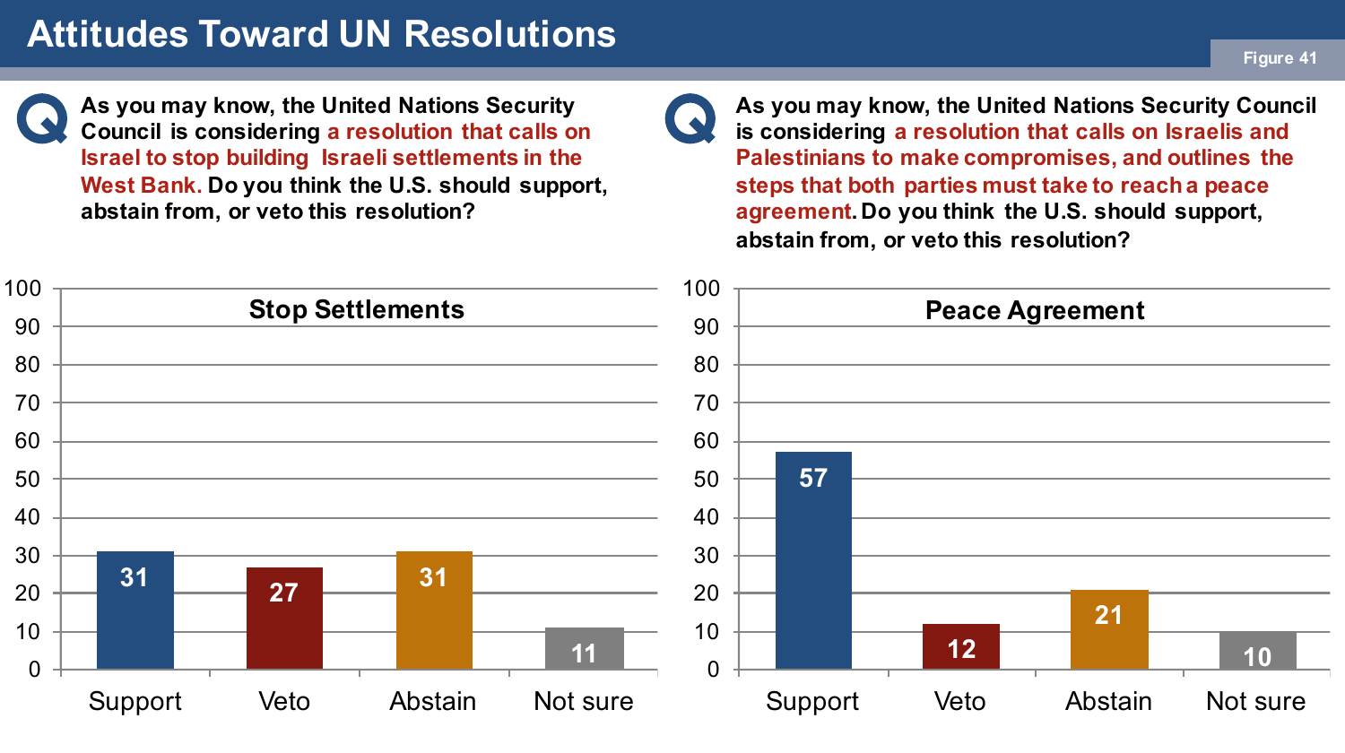# Attitudes Toward UN Resolutions

Figure 41

**Q** As you may know, the United Nations Security Council is considering **a resolution that calls on Israel to stop building Israeli settlements in the West Bank.** Do you think the U.S. should support, abstain from, or veto this resolution?

**Stop Settlements**

| Support | Veto | Abstain | Not sure |
|---|---|---|---|
| 31 | 27 | 31 | 11 |

**Q** As you may know, the United Nations Security Council is considering **a resolution that calls on Israelis and Palestinians to make compromises, and outlines the steps that both parties must take to reach a peace agreement.** Do you think the U.S. should support, abstain from, or veto this resolution?

**Peace Agreement**

| Support | Veto | Abstain | Not sure |
|---|---|---|---|
| 57 | 12 | 21 | 10 |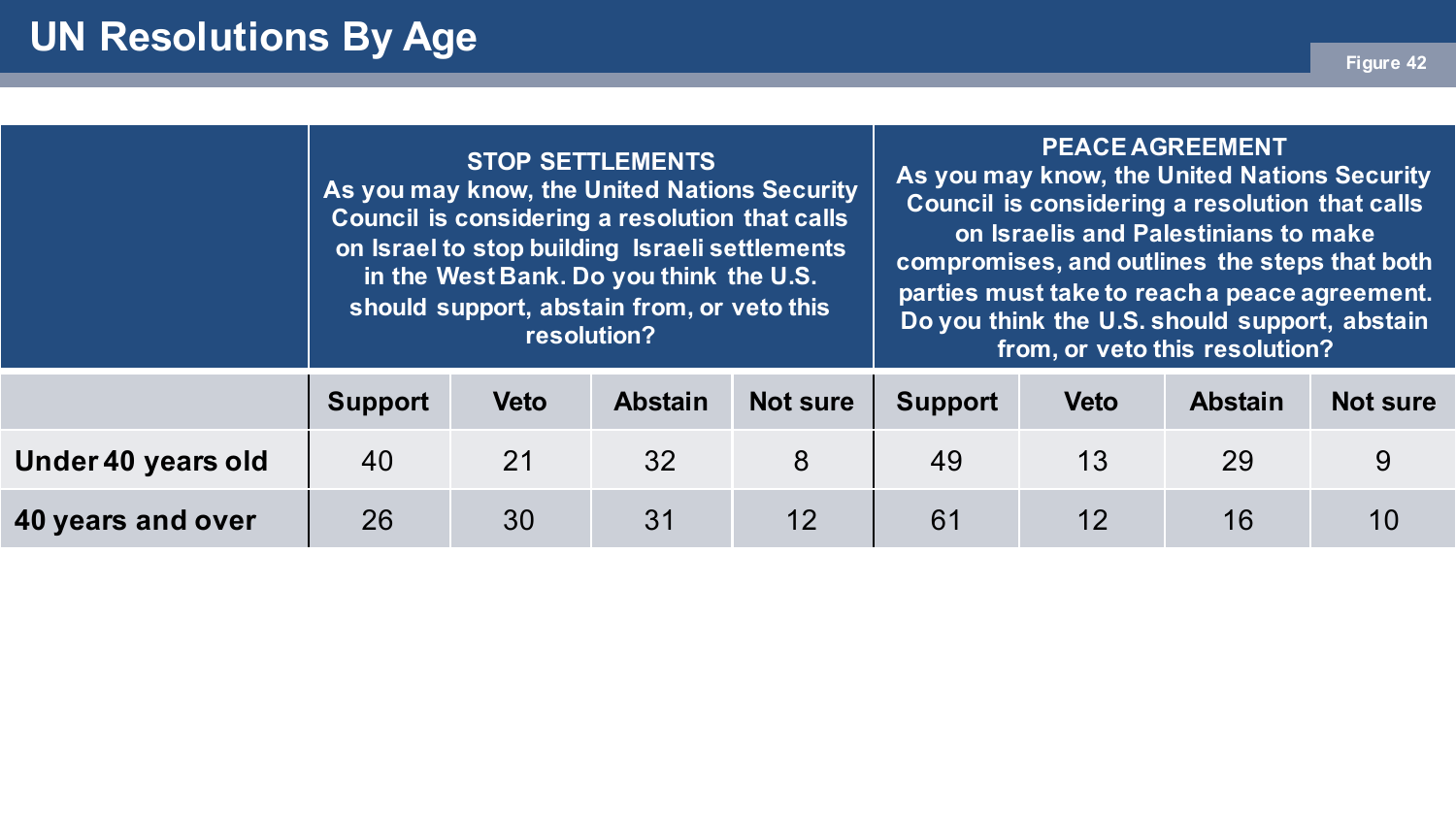# UN Resolutions By Age

Figure 42

| | STOP SETTLEMENTS As you may know, the United Nations Security Council is considering a resolution that calls on Israel to stop building Israeli settlements in the West Bank. Do you think the U.S. should support, abstain from, or veto this resolution? | | | | PEACE AGREEMENT As you may know, the United Nations Security Council is considering a resolution that calls on Israelis and Palestinians to make compromises, and outlines the steps that both parties must take to reach a peace agreement. Do you think the U.S. should support, abstain from, or veto this resolution? | | | |
|---|---|---|---|---|---|---|---|---|
| | **Support** | **Veto** | **Abstain** | **Not sure** | **Support** | **Veto** | **Abstain** | **Not sure** |
| **Under 40 years old** | 40 | 21 | 32 | 8 | 49 | 13 | 29 | 9 |
| **40 years and over** | 26 | 30 | 31 | 12 | 61 | 12 | 16 | 10 |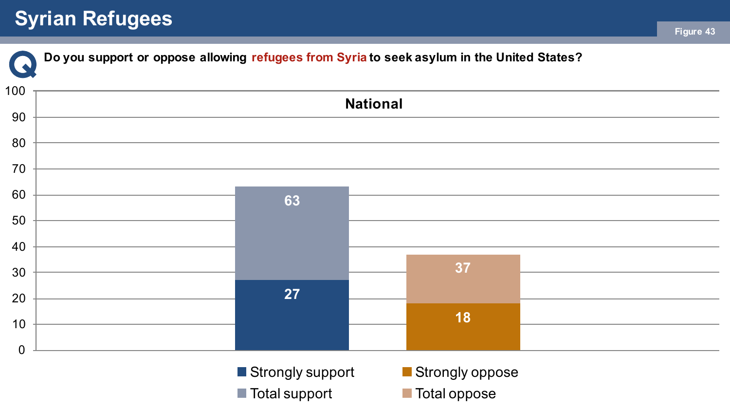# Syrian Refugees

Figure 43

**Q** Do you support or oppose allowing refugees from Syria to seek asylum in the United States?

**National**

| | Strongly | Total |
|---|---|---|
| Support | 27 | 63 |
| Oppose | 18 | 37 |

Strongly support | Total support | Strongly oppose | Total oppose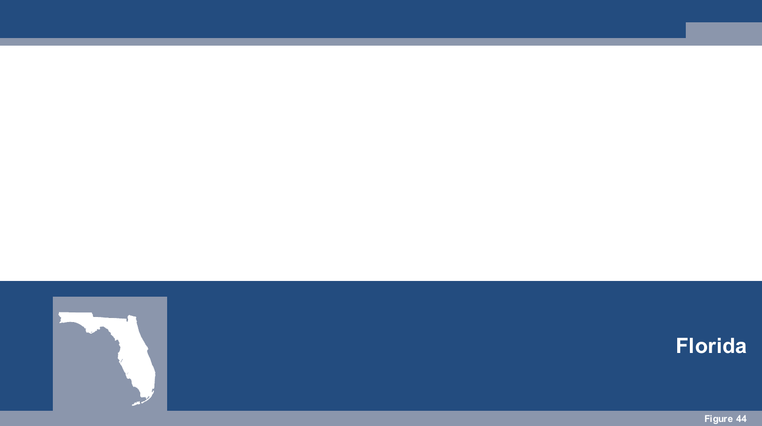# Florida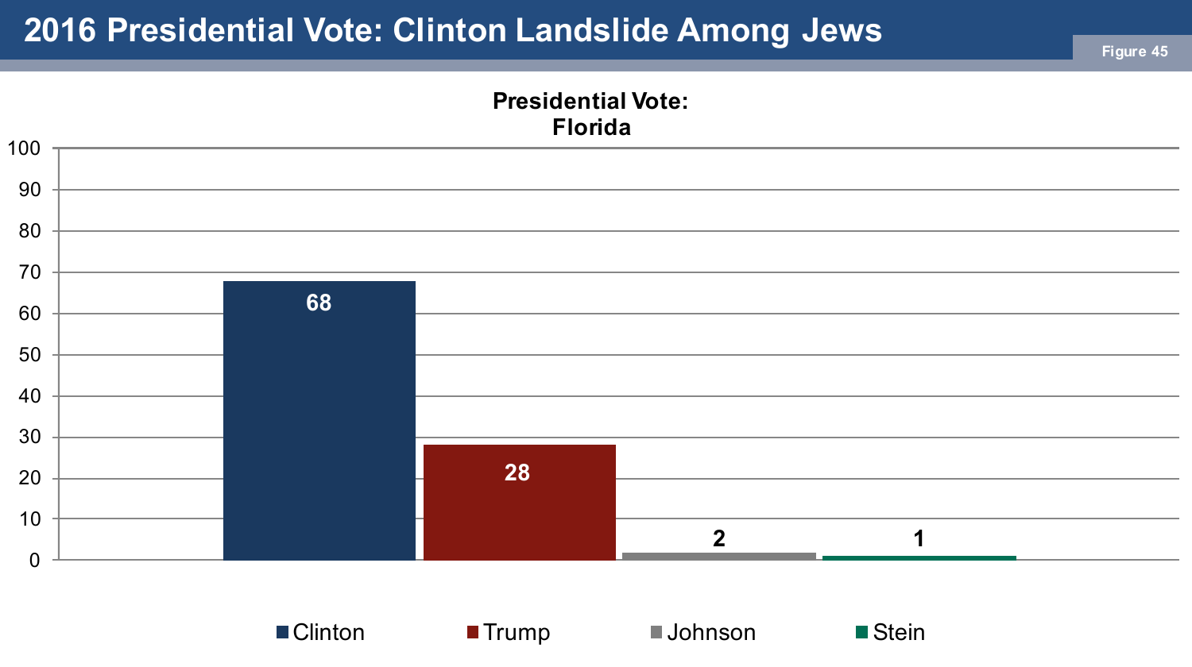# 2016 Presidential Vote: Clinton Landslide Among Jews

Figure 45

**Presidential Vote: Florida**

| Candidate | Vote (%) |
|---|---|
| Clinton | 68 |
| Trump | 28 |
| Johnson | 2 |
| Stein | 1 |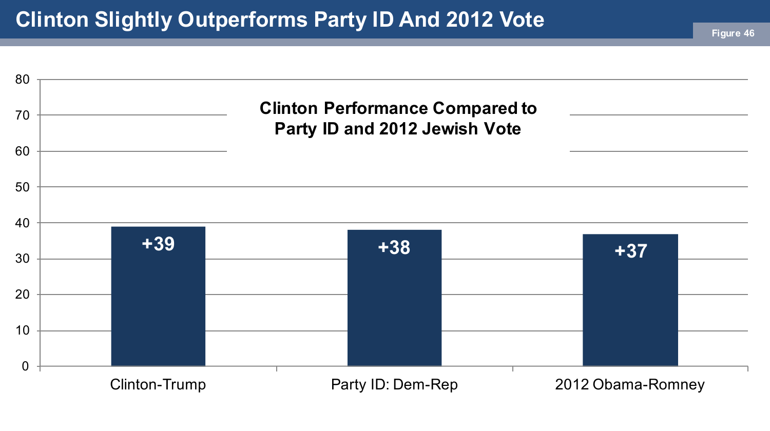# Clinton Slightly Outperforms Party ID And 2012 Vote

Figure 46

**Clinton Performance Compared to Party ID and 2012 Jewish Vote**

| | Margin |
|---|---|
| Clinton-Trump | +39 |
| Party ID: Dem-Rep | +38 |
| 2012 Obama-Romney | +37 |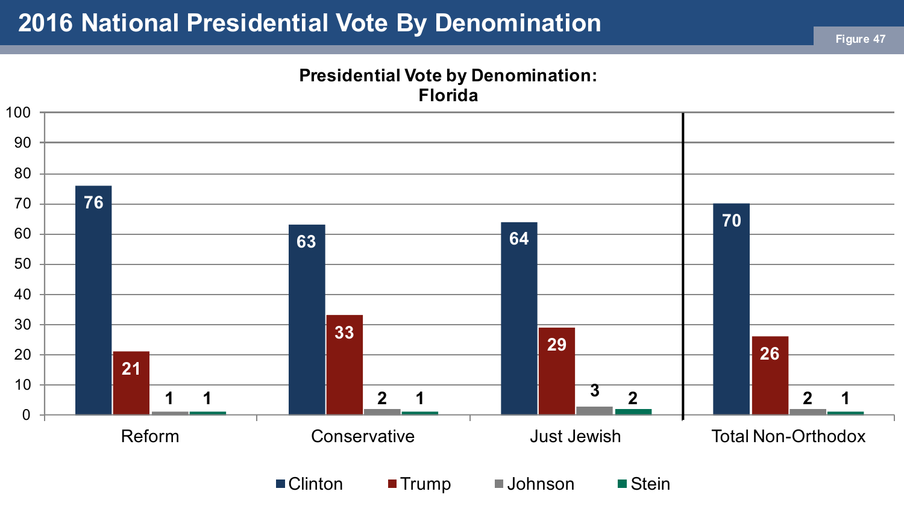# 2016 National Presidential Vote By Denomination

Figure 47

**Presidential Vote by Denomination: Florida**

| | Clinton | Trump | Johnson | Stein |
|---|---|---|---|---|
| Reform | 76 | 21 | 1 | 1 |
| Conservative | 63 | 33 | 2 | 1 |
| Just Jewish | 64 | 29 | 3 | 2 |
| Total Non-Orthodox | 70 | 26 | 2 | 1 |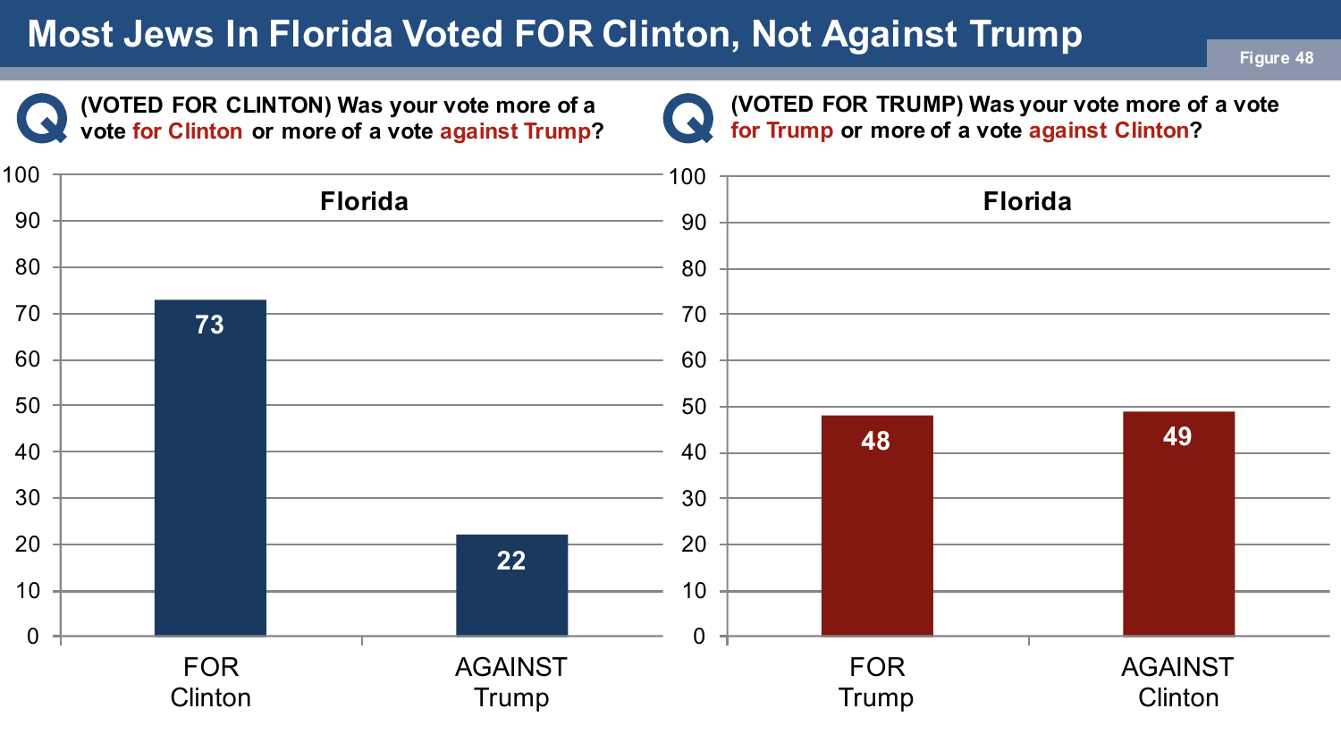# Most Jews In Florida Voted FOR Clinton, Not Against Trump

Figure 48

**(VOTED FOR CLINTON) Was your vote more of a vote for Clinton or more of a vote against Trump?**

**Florida**

| | Percent |
|---|---|
| FOR Clinton | 73 |
| AGAINST Trump | 22 |

**(VOTED FOR TRUMP) Was your vote more of a vote for Trump or more of a vote against Clinton?**

**Florida**

| | Percent |
|---|---|
| FOR Trump | 48 |
| AGAINST Clinton | 49 |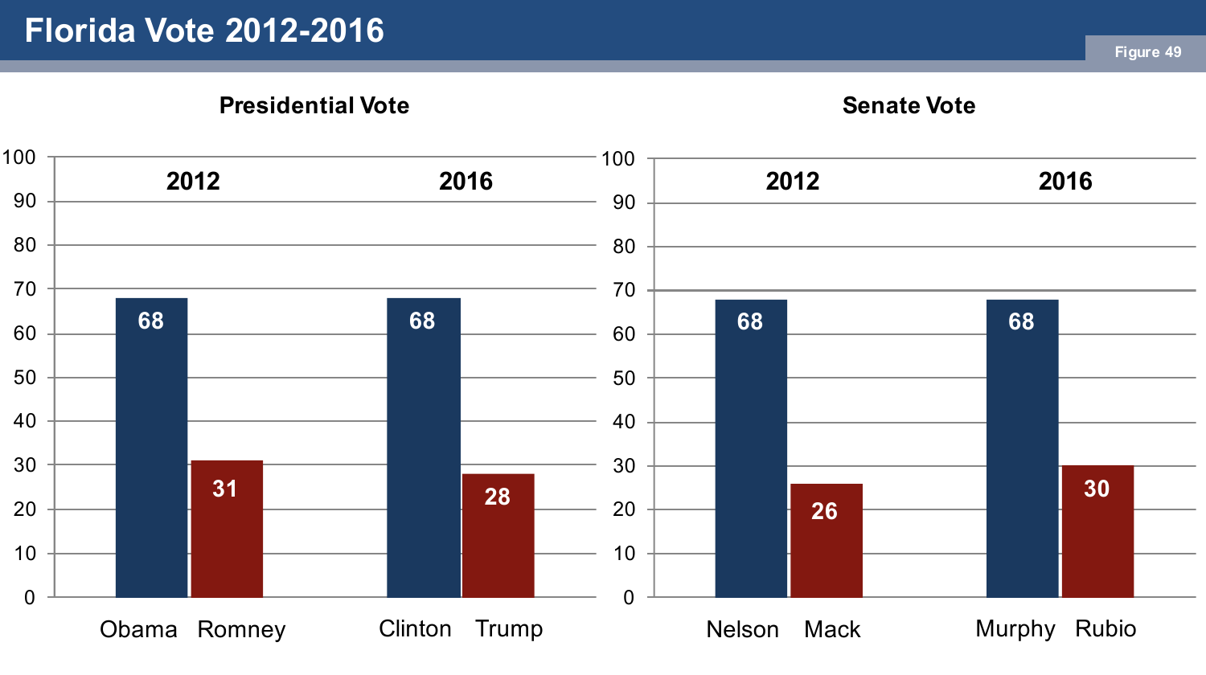# Florida Vote 2012-2016

Figure 49

## Presidential Vote

| | 2012 | | 2016 | |
|---|---|---|---|---|
| | Obama | Romney | Clinton | Trump |
| Vote | 68 | 31 | 68 | 28 |

## Senate Vote

| | 2012 | | 2016 | |
|---|---|---|---|---|
| | Nelson | Mack | Murphy | Rubio |
| Vote | 68 | 26 | 68 | 30 |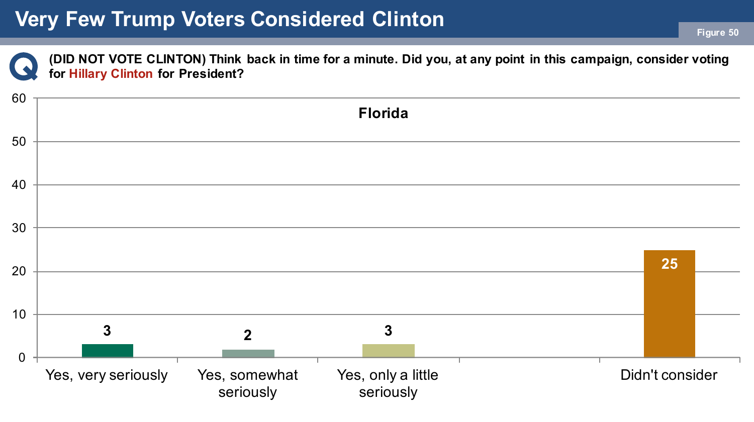# Very Few Trump Voters Considered Clinton

Figure 50

**(DID NOT VOTE CLINTON) Think back in time for a minute. Did you, at any point in this campaign, consider voting for Hillary Clinton for President?**

**Florida**

| Response | % |
|---|---|
| Yes, very seriously | 3 |
| Yes, somewhat seriously | 2 |
| Yes, only a little seriously | 3 |
| Didn't consider | 25 |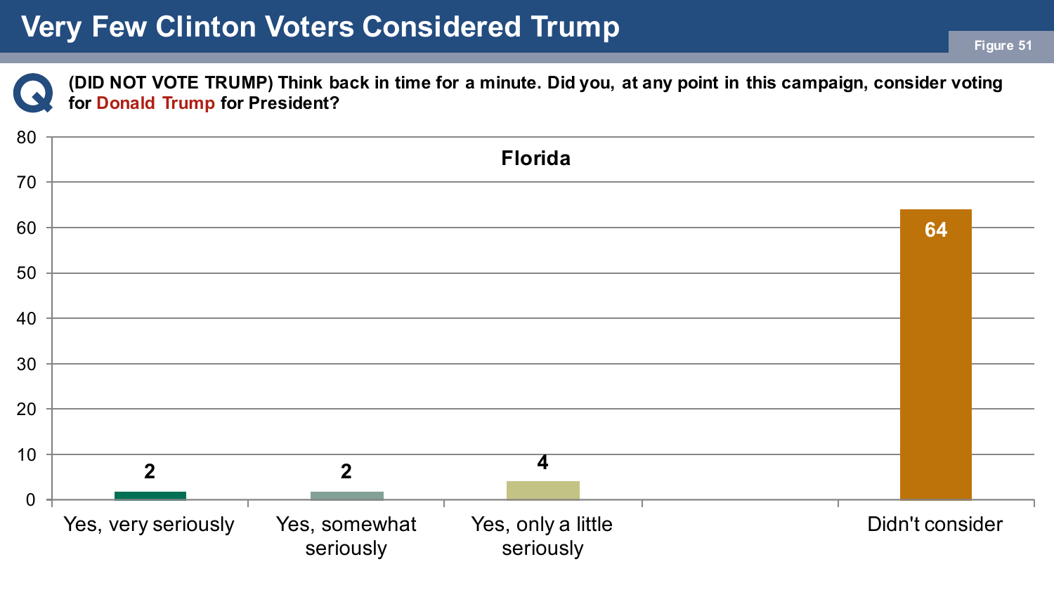# Very Few Clinton Voters Considered Trump

Figure 51

**(DID NOT VOTE TRUMP) Think back in time for a minute. Did you, at any point in this campaign, consider voting for Donald Trump for President?**

**Florida**

| Response | % |
|---|---|
| Yes, very seriously | 2 |
| Yes, somewhat seriously | 2 |
| Yes, only a little seriously | 4 |
| Didn't consider | 64 |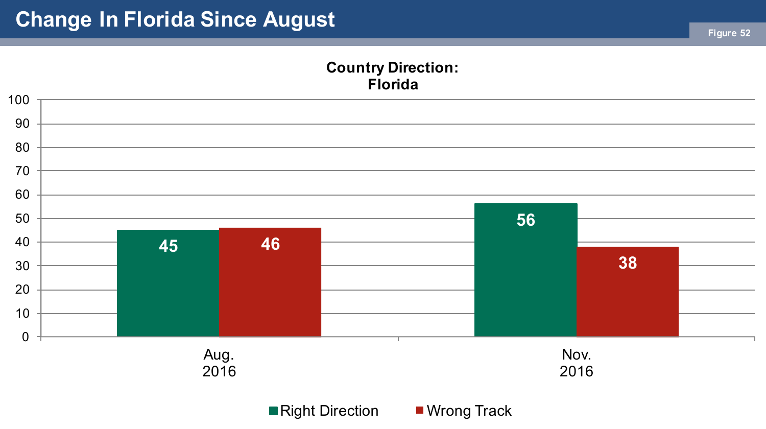# Change In Florida Since August

Figure 52

**Country Direction: Florida**

| | Right Direction | Wrong Track |
|---|---|---|
| Aug. 2016 | 45 | 46 |
| Nov. 2016 | 56 | 38 |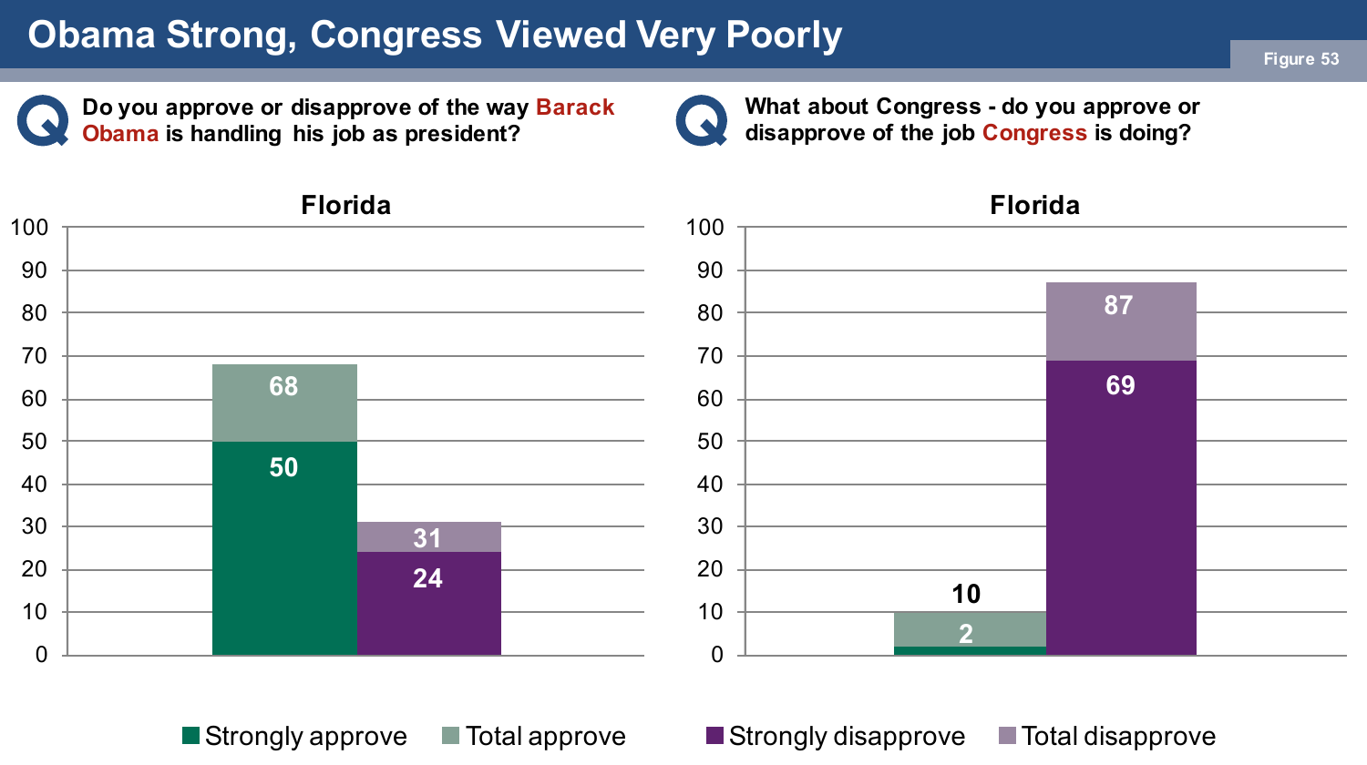# Obama Strong, Congress Viewed Very Poorly

Figure 53

**Q** Do you approve or disapprove of the way **Barack Obama** is handling his job as president?

**Florida**

| | Strongly | Total |
|---|---|---|
| Approve | 50 | 68 |
| Disapprove | 24 | 31 |

**Q** What about Congress - do you approve or disapprove of the job **Congress** is doing?

**Florida**

| | Strongly | Total |
|---|---|---|
| Approve | 2 | 10 |
| Disapprove | 69 | 87 |

Strongly approve | Total approve | Strongly disapprove | Total disapprove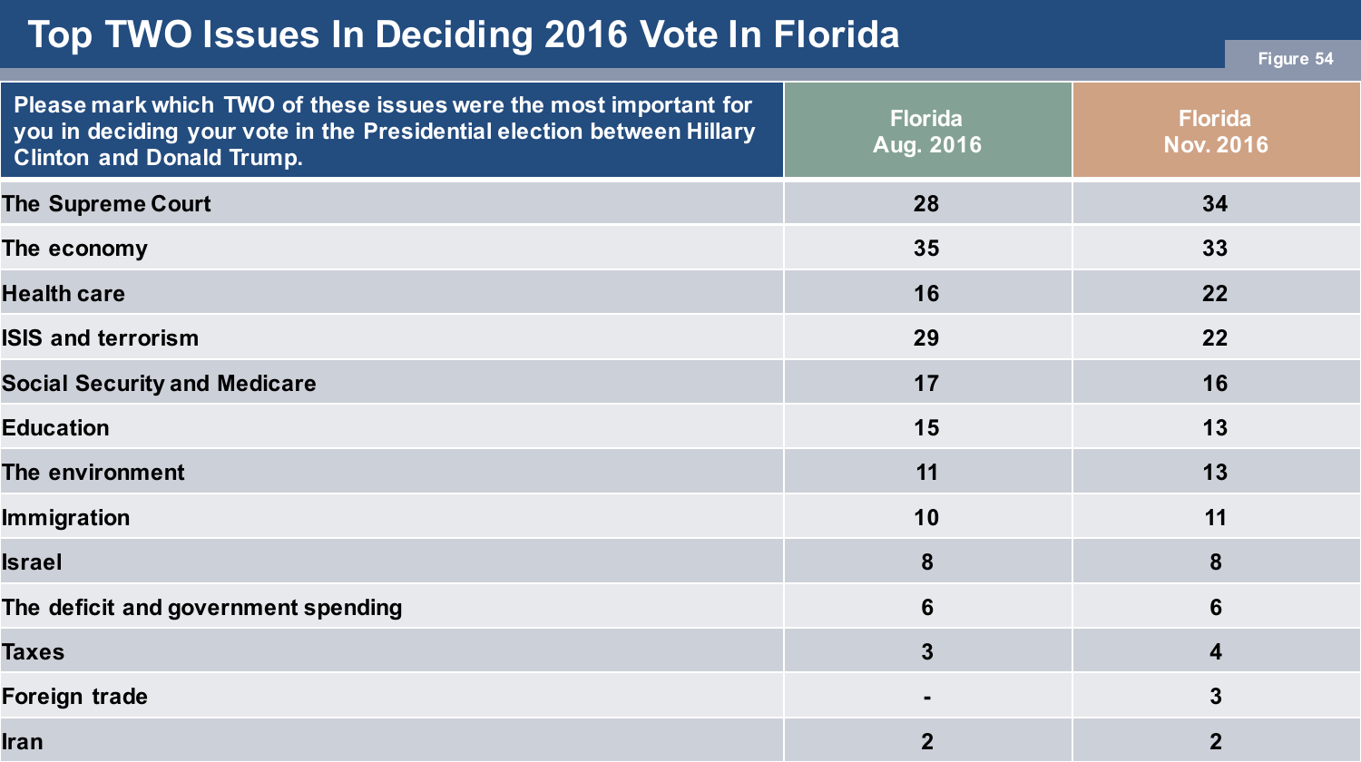# Top TWO Issues In Deciding 2016 Vote In Florida

Figure 54

| Please mark which TWO of these issues were the most important for you in deciding your vote in the Presidential election between Hillary Clinton and Donald Trump. | Florida Aug. 2016 | Florida Nov. 2016 |
|---|---|---|
| The Supreme Court | 28 | 34 |
| The economy | 35 | 33 |
| Health care | 16 | 22 |
| ISIS and terrorism | 29 | 22 |
| Social Security and Medicare | 17 | 16 |
| Education | 15 | 13 |
| The environment | 11 | 13 |
| Immigration | 10 | 11 |
| Israel | 8 | 8 |
| The deficit and government spending | 6 | 6 |
| Taxes | 3 | 4 |
| Foreign trade | - | 3 |
| Iran | 2 | 2 |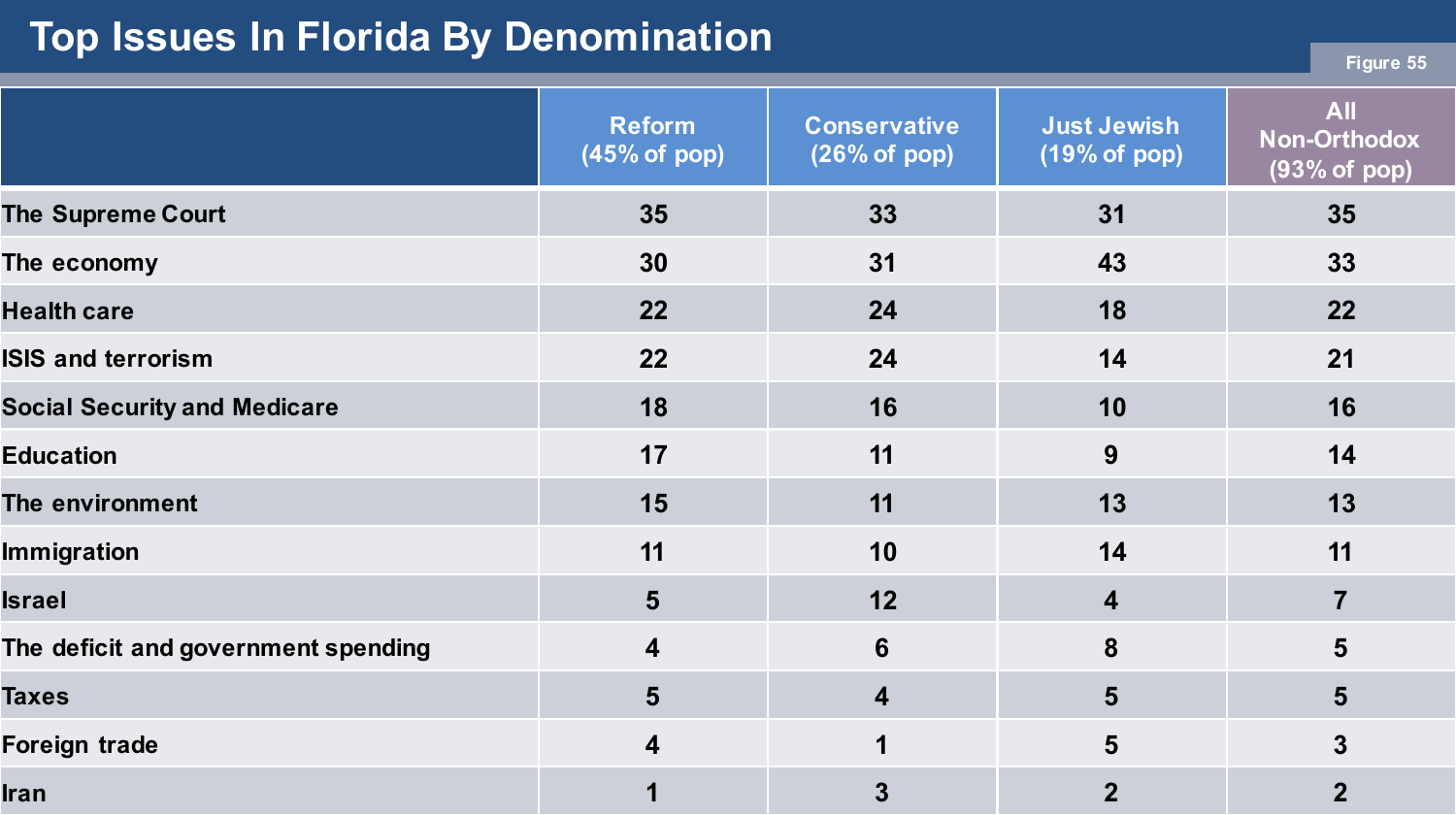# Top Issues In Florida By Denomination

Figure 55

| | Reform (45% of pop) | Conservative (26% of pop) | Just Jewish (19% of pop) | All Non-Orthodox (93% of pop) |
|---|---|---|---|---|
| The Supreme Court | 35 | 33 | 31 | 35 |
| The economy | 30 | 31 | 43 | 33 |
| Health care | 22 | 24 | 18 | 22 |
| ISIS and terrorism | 22 | 24 | 14 | 21 |
| Social Security and Medicare | 18 | 16 | 10 | 16 |
| Education | 17 | 11 | 9 | 14 |
| The environment | 15 | 11 | 13 | 13 |
| Immigration | 11 | 10 | 14 | 11 |
| Israel | 5 | 12 | 4 | 7 |
| The deficit and government spending | 4 | 6 | 8 | 5 |
| Taxes | 5 | 4 | 5 | 5 |
| Foreign trade | 4 | 1 | 5 | 3 |
| Iran | 1 | 3 | 2 | 2 |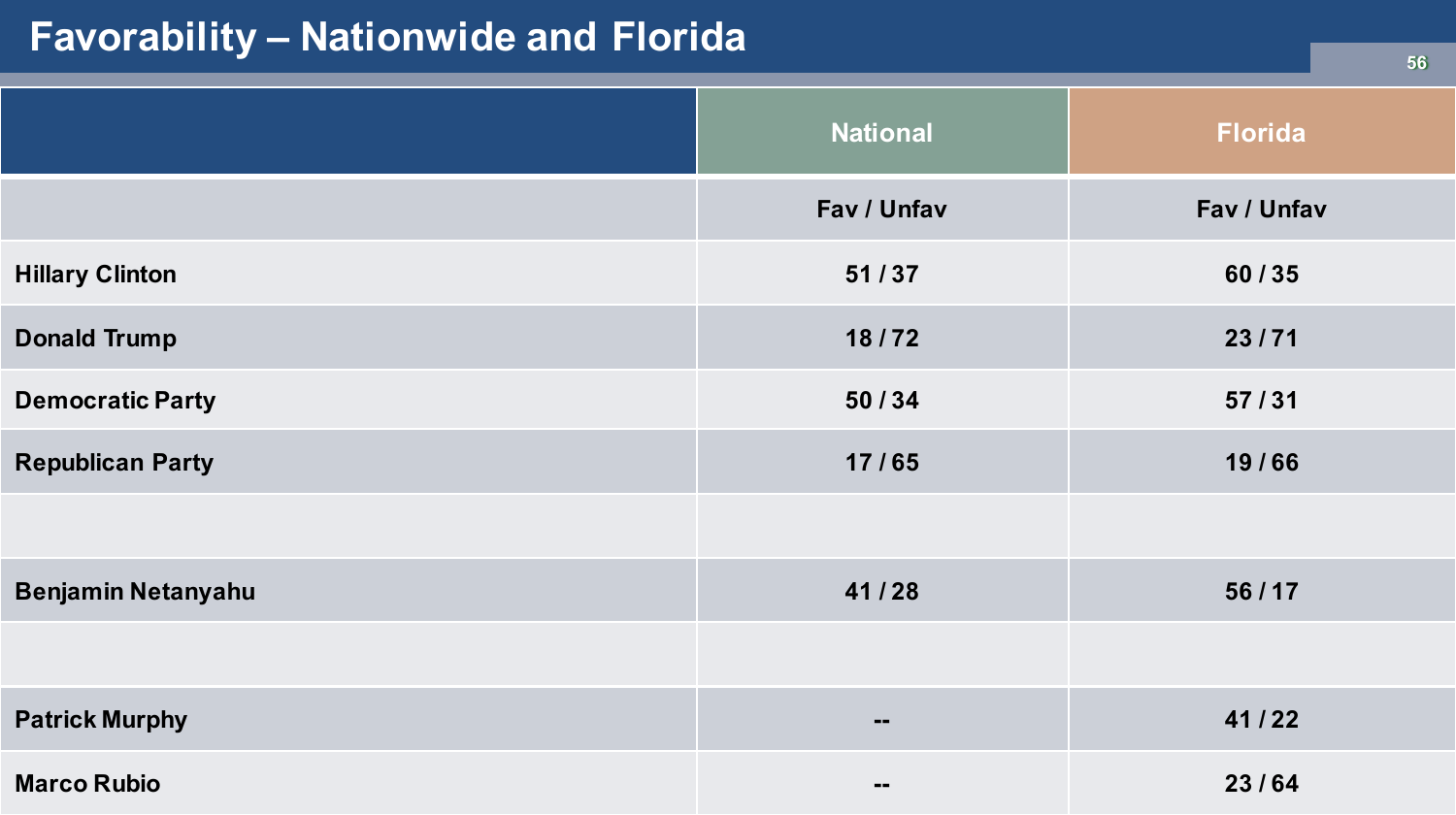# Favorability – Nationwide and Florida

| | National | Florida |
|---|---|---|
| | Fav / Unfav | Fav / Unfav |
| Hillary Clinton | 51 / 37 | 60 / 35 |
| Donald Trump | 18 / 72 | 23 / 71 |
| Democratic Party | 50 / 34 | 57 / 31 |
| Republican Party | 17 / 65 | 19 / 66 |
| | | |
| Benjamin Netanyahu | 41 / 28 | 56 / 17 |
| | | |
| Patrick Murphy | -- | 41 / 22 |
| Marco Rubio | -- | 23 / 64 |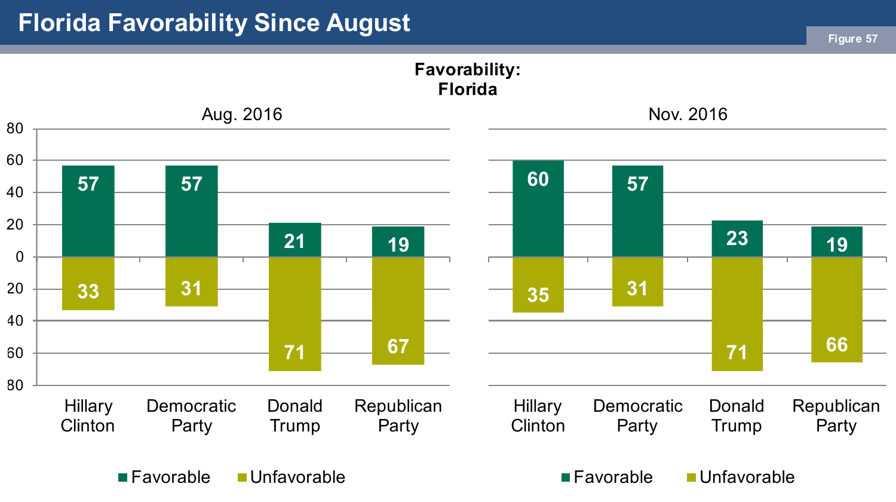# Florida Favorability Since August

Figure 57

**Favorability: Florida**

| | Aug. 2016 Favorable | Aug. 2016 Unfavorable | Nov. 2016 Favorable | Nov. 2016 Unfavorable |
|---|---|---|---|---|
| Hillary Clinton | 57 | 33 | 60 | 35 |
| Democratic Party | 57 | 31 | 57 | 31 |
| Donald Trump | 21 | 71 | 23 | 71 |
| Republican Party | 19 | 67 | 19 | 66 |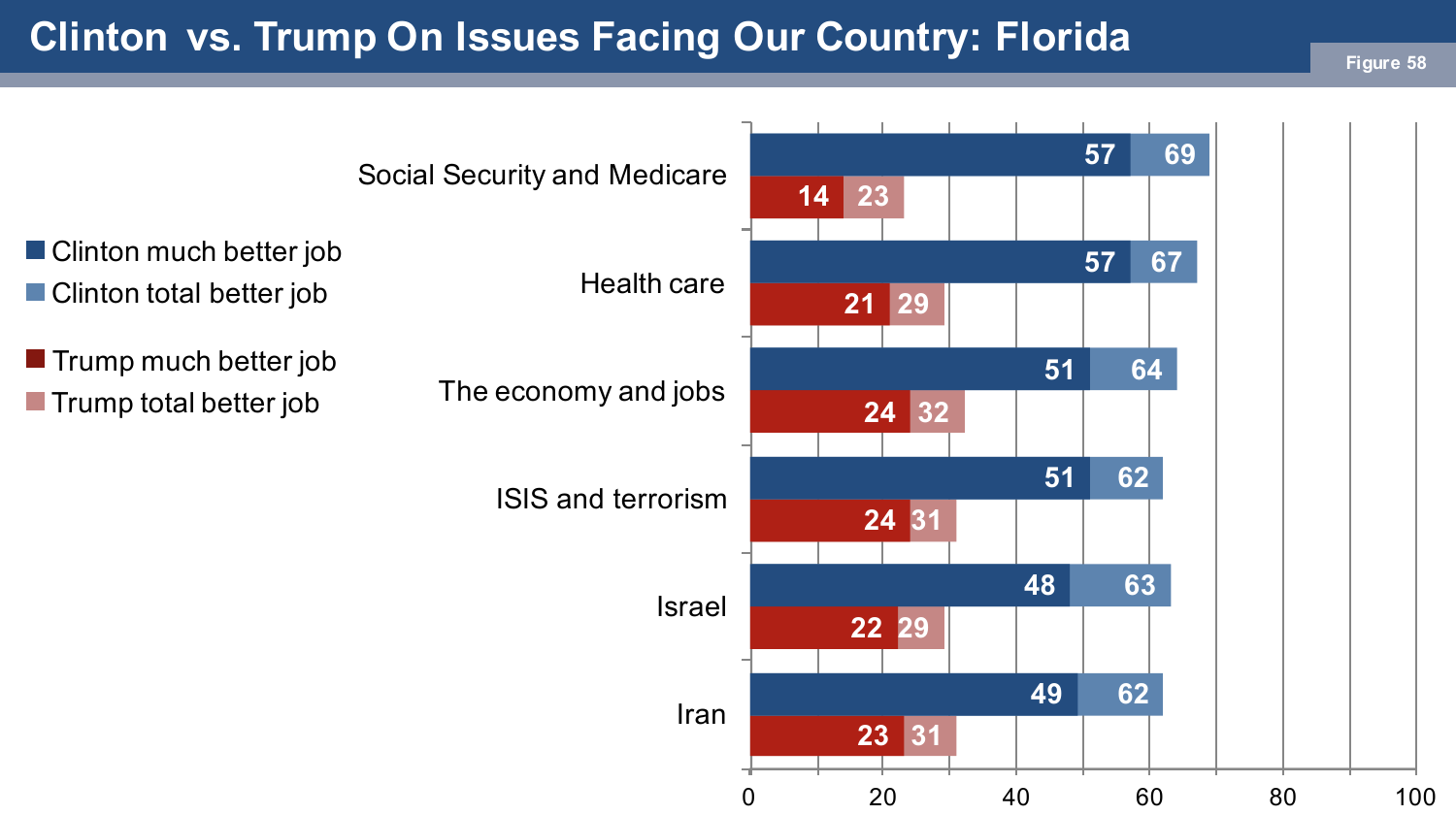# Clinton vs. Trump On Issues Facing Our Country: Florida

Figure 58

| Issue | Clinton much better job | Clinton total better job | Trump much better job | Trump total better job |
| --- | --- | --- | --- | --- |
| Social Security and Medicare | 57 | 69 | 14 | 23 |
| Health care | 57 | 67 | 21 | 29 |
| The economy and jobs | 51 | 64 | 24 | 32 |
| ISIS and terrorism | 51 | 62 | 24 | 31 |
| Israel | 48 | 63 | 22 | 29 |
| Iran | 49 | 62 | 23 | 31 |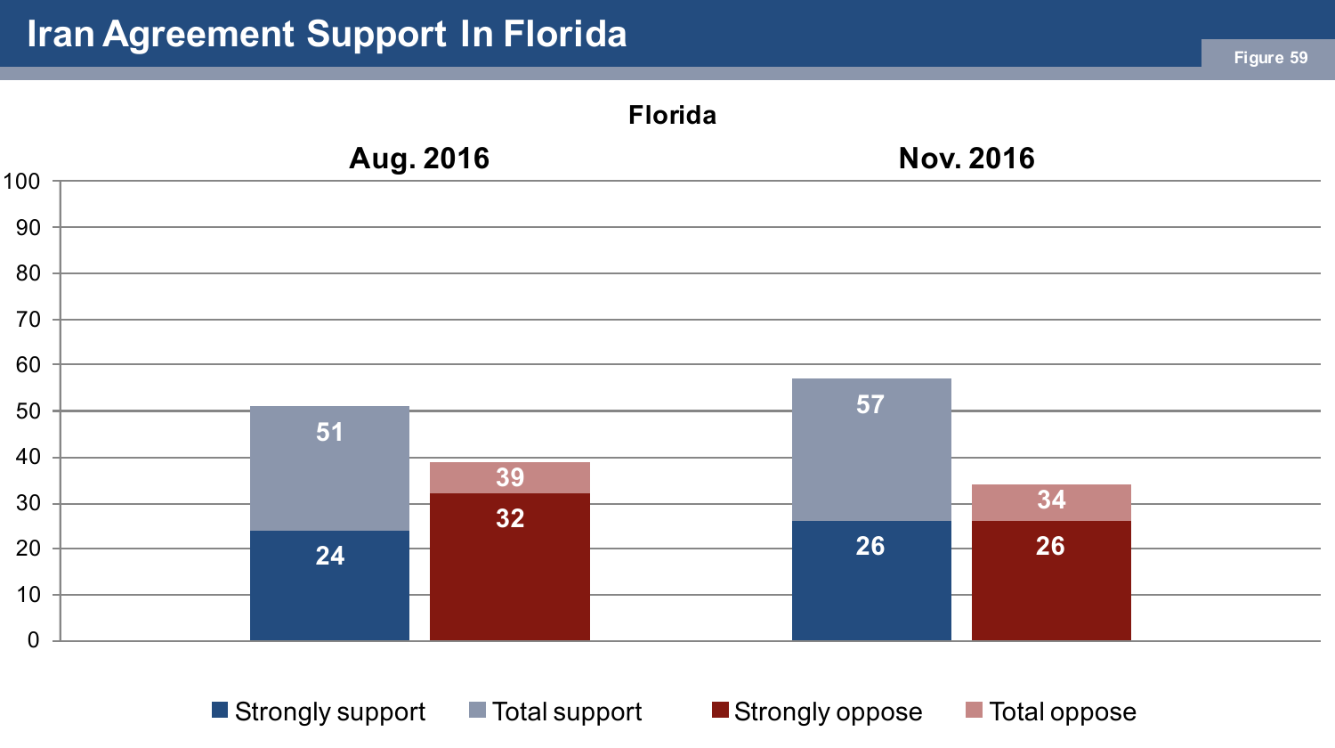# Iran Agreement Support In Florida

Figure 59

**Florida**

| | Strongly support | Total support | Strongly oppose | Total oppose |
|---|---|---|---|---|
| Aug. 2016 | 24 | 51 | 32 | 39 |
| Nov. 2016 | 26 | 57 | 26 | 34 |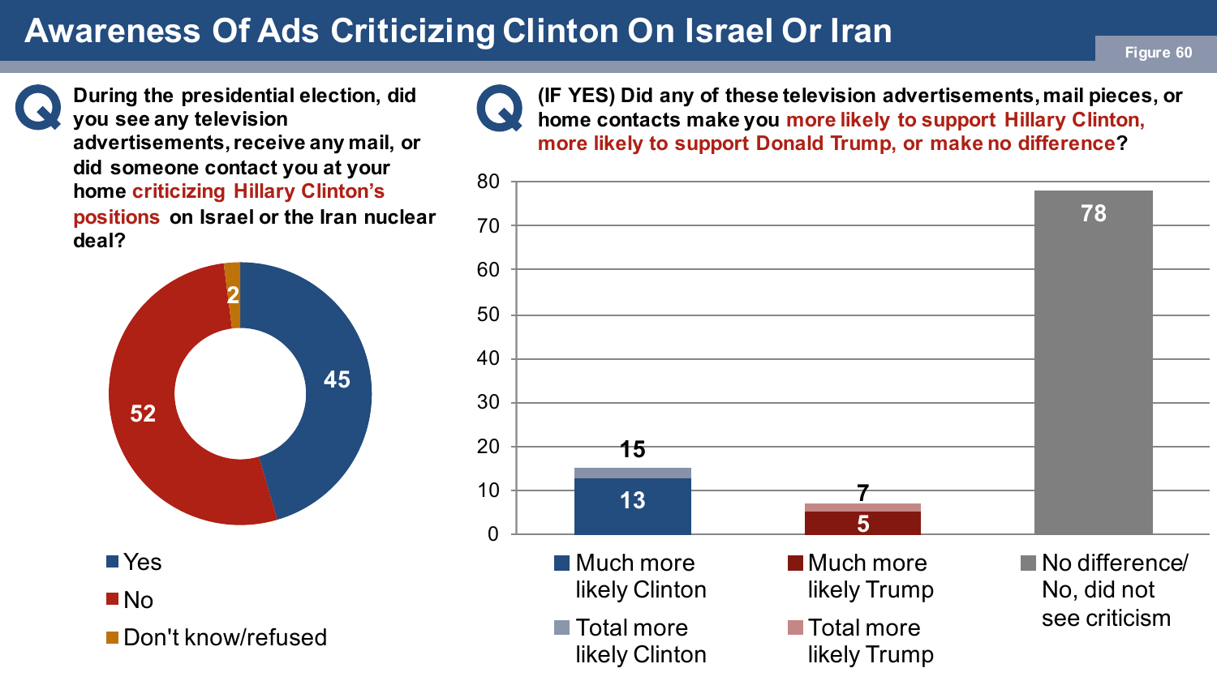# Awareness Of Ads Criticizing Clinton On Israel Or Iran

Figure 60

**Q: During the presidential election, did you see any television advertisements, receive any mail, or did someone contact you at your home criticizing Hillary Clinton's positions on Israel or the Iran nuclear deal?**

| Response | % |
|---|---|
| Yes | 45 |
| No | 52 |
| Don't know/refused | 2 |

**Q: (IF YES) Did any of these television advertisements, mail pieces, or home contacts make you more likely to support Hillary Clinton, more likely to support Donald Trump, or make no difference?**

| Response | % |
|---|---|
| Much more likely Clinton | 13 |
| Total more likely Clinton | 15 |
| Much more likely Trump | 5 |
| Total more likely Trump | 7 |
| No difference/ No, did not see criticism | 78 |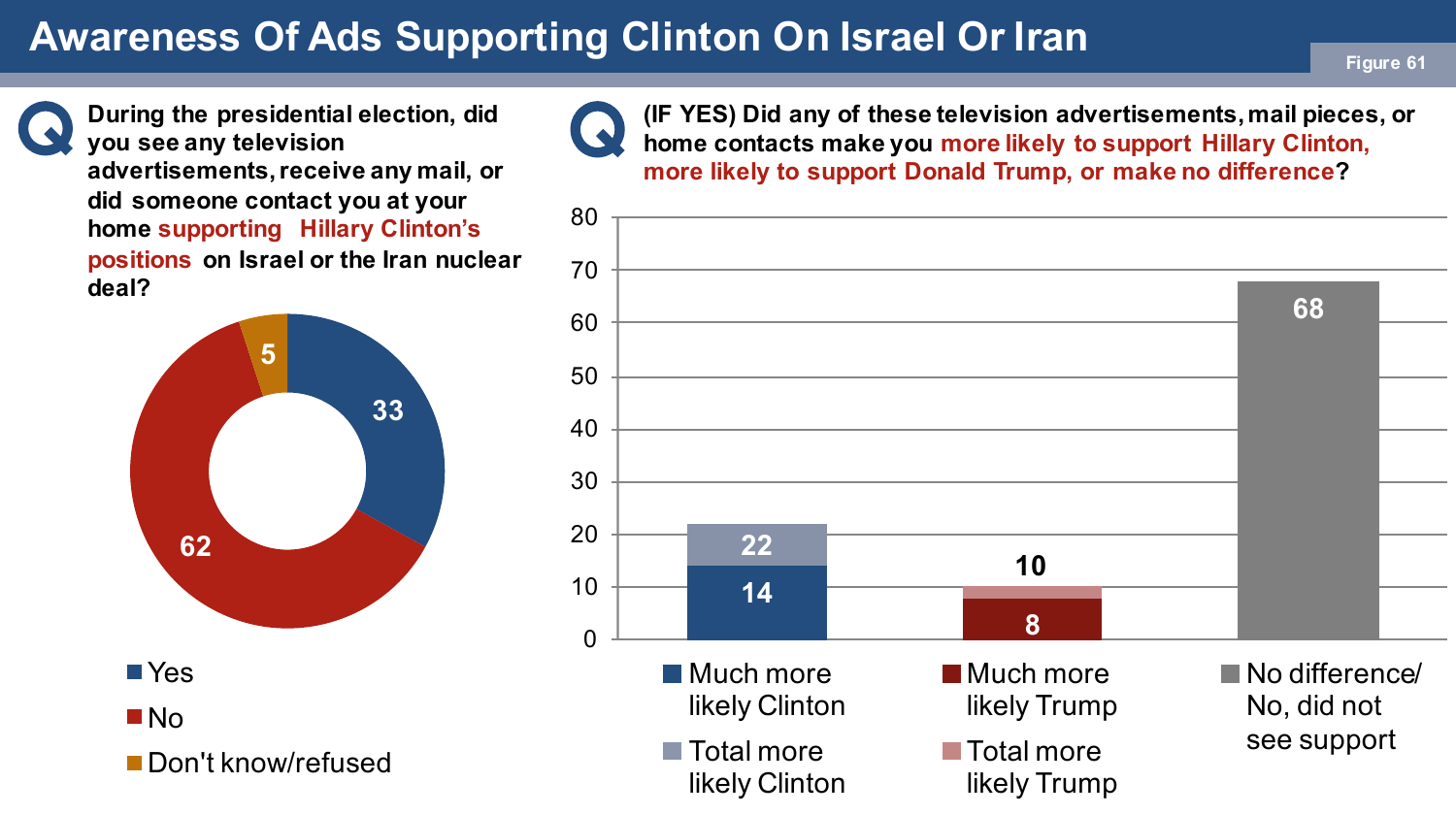# Awareness Of Ads Supporting Clinton On Israel Or Iran

Figure 61

**Q: During the presidential election, did you see any television advertisements, receive any mail, or did someone contact you at your home supporting Hillary Clinton's positions on Israel or the Iran nuclear deal?**

| Response | % |
|---|---|
| Yes | 33 |
| No | 62 |
| Don't know/refused | 5 |

**Q: (IF YES) Did any of these television advertisements, mail pieces, or home contacts make you more likely to support Hillary Clinton, more likely to support Donald Trump, or make no difference?**

| Response | Much more likely | Total more likely |
|---|---|---|
| Clinton | 14 | 22 |
| Trump | 8 | 10 |
| No difference/ No, did not see support | | 68 |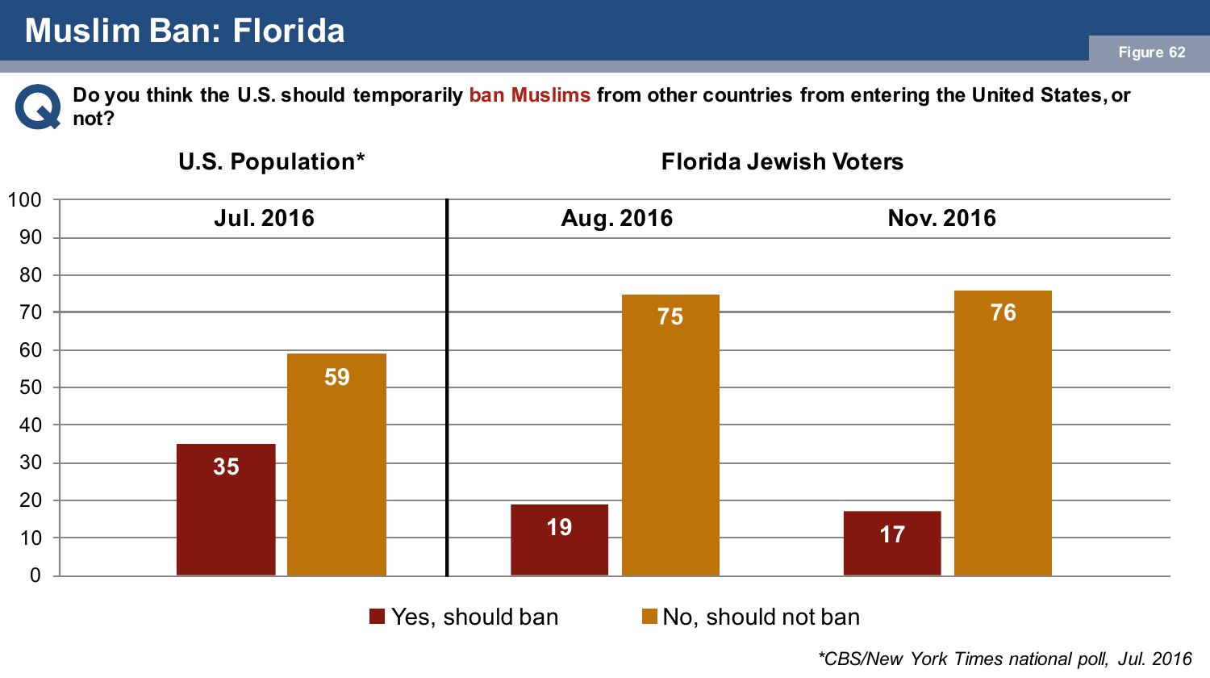# Muslim Ban: Florida

Figure 62

**Q** **Do you think the U.S. should temporarily ban Muslims from other countries from entering the United States, or not?**

| | U.S. Population* | Florida Jewish Voters | |
|---|---|---|---|
| | Jul. 2016 | Aug. 2016 | Nov. 2016 |
| Yes, should ban | 35 | 19 | 17 |
| No, should not ban | 59 | 75 | 76 |

*\*CBS/New York Times national poll, Jul. 2016*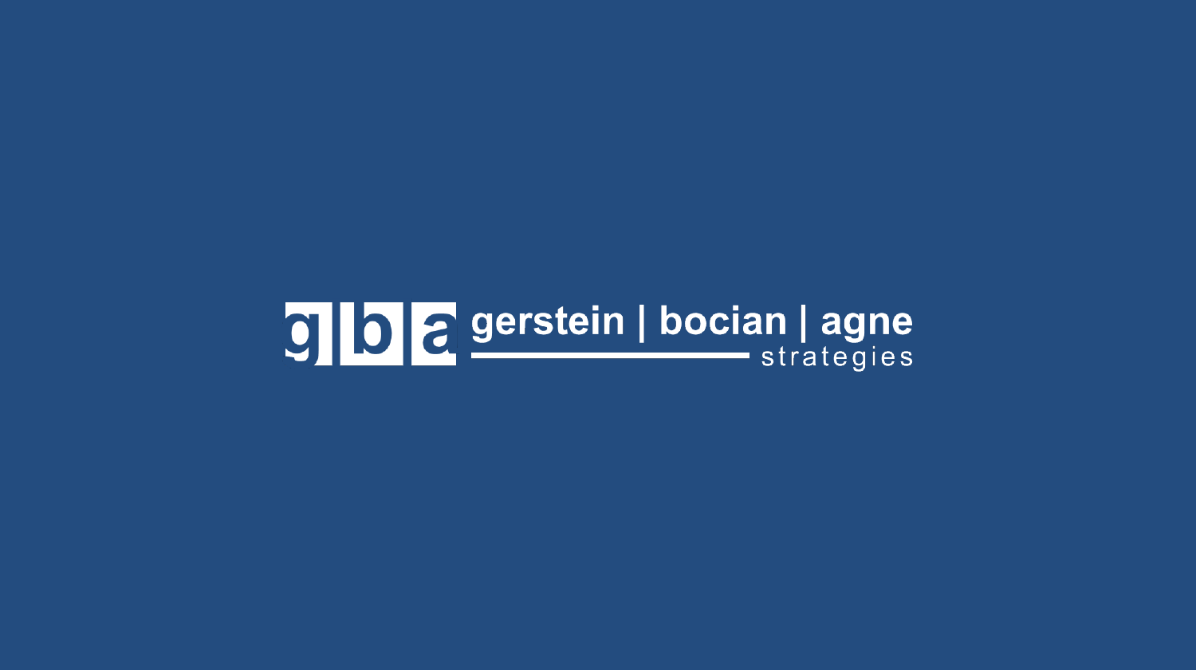gba gerstein | bocian | agne

strategies